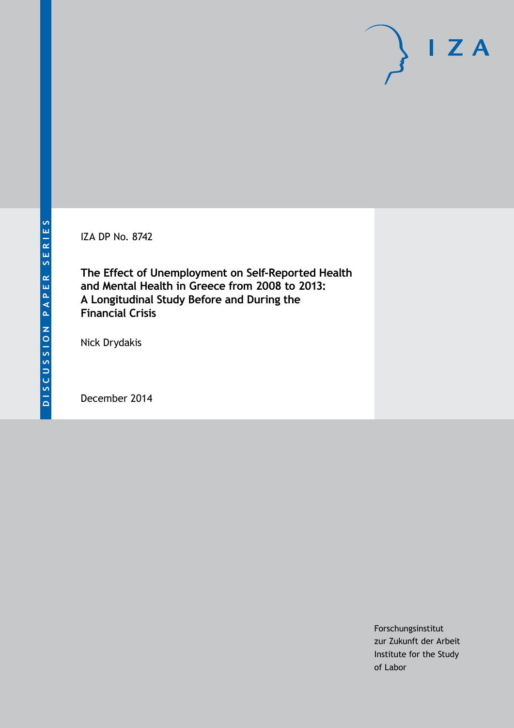IZA DP No. 8742

# The Effect of Unemployment on Self-Reported Health and Mental Health in Greece from 2008 to 2013: A Longitudinal Study Before and During the Financial Crisis

Nick Drydakis

December 2014

Forschungsinstitut
zur Zukunft der Arbeit
Institute for the Study
of Labor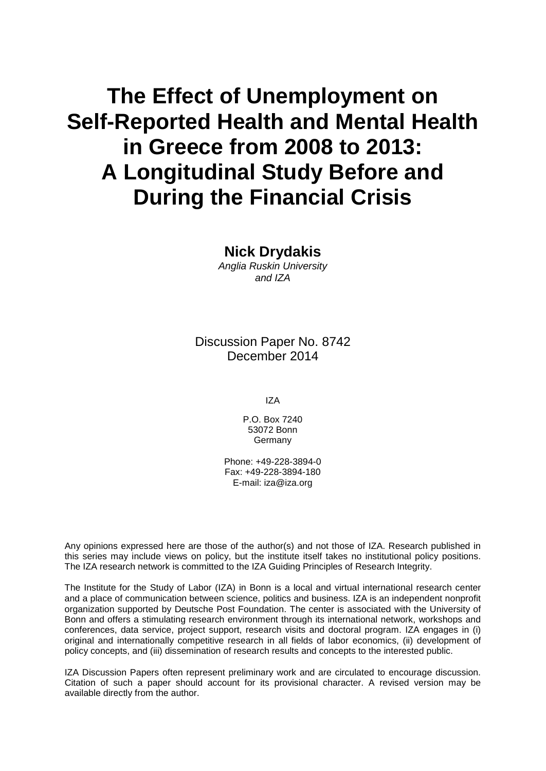# The Effect of Unemployment on Self-Reported Health and Mental Health in Greece from 2008 to 2013: A Longitudinal Study Before and During the Financial Crisis

**Nick Drydakis**

*Anglia Ruskin University and IZA*

Discussion Paper No. 8742
December 2014

IZA

P.O. Box 7240
53072 Bonn
Germany

Phone: +49-228-3894-0
Fax: +49-228-3894-180
E-mail: iza@iza.org

Any opinions expressed here are those of the author(s) and not those of IZA. Research published in this series may include views on policy, but the institute itself takes no institutional policy positions. The IZA research network is committed to the IZA Guiding Principles of Research Integrity.

The Institute for the Study of Labor (IZA) in Bonn is a local and virtual international research center and a place of communication between science, politics and business. IZA is an independent nonprofit organization supported by Deutsche Post Foundation. The center is associated with the University of Bonn and offers a stimulating research environment through its international network, workshops and conferences, data service, project support, research visits and doctoral program. IZA engages in (i) original and internationally competitive research in all fields of labor economics, (ii) development of policy concepts, and (iii) dissemination of research results and concepts to the interested public.

IZA Discussion Papers often represent preliminary work and are circulated to encourage discussion. Citation of such a paper should account for its provisional character. A revised version may be available directly from the author.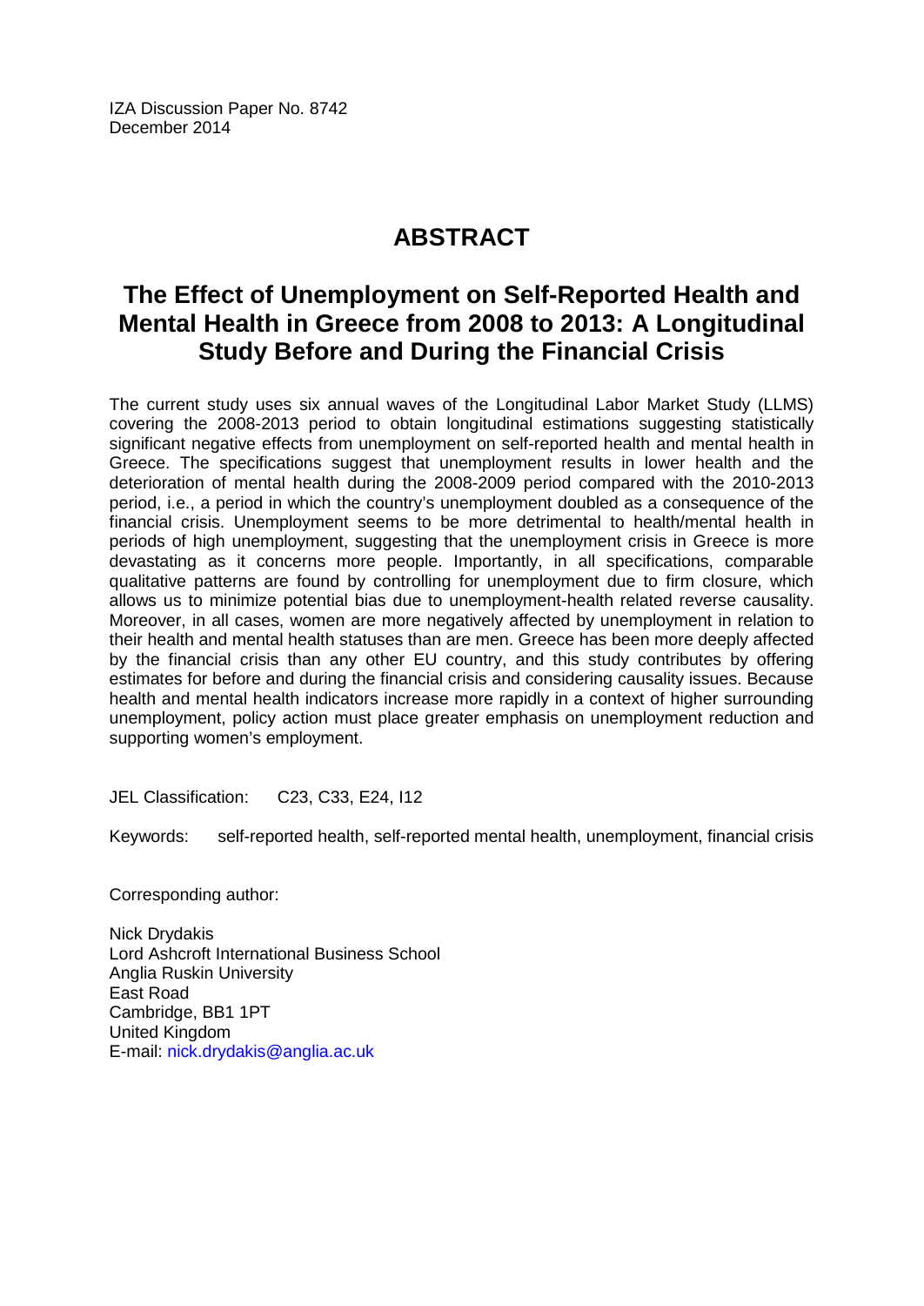IZA Discussion Paper No. 8742
December 2014

# ABSTRACT

## The Effect of Unemployment on Self-Reported Health and Mental Health in Greece from 2008 to 2013: A Longitudinal Study Before and During the Financial Crisis

The current study uses six annual waves of the Longitudinal Labor Market Study (LLMS) covering the 2008-2013 period to obtain longitudinal estimations suggesting statistically significant negative effects from unemployment on self-reported health and mental health in Greece. The specifications suggest that unemployment results in lower health and the deterioration of mental health during the 2008-2009 period compared with the 2010-2013 period, i.e., a period in which the country's unemployment doubled as a consequence of the financial crisis. Unemployment seems to be more detrimental to health/mental health in periods of high unemployment, suggesting that the unemployment crisis in Greece is more devastating as it concerns more people. Importantly, in all specifications, comparable qualitative patterns are found by controlling for unemployment due to firm closure, which allows us to minimize potential bias due to unemployment-health related reverse causality. Moreover, in all cases, women are more negatively affected by unemployment in relation to their health and mental health statuses than are men. Greece has been more deeply affected by the financial crisis than any other EU country, and this study contributes by offering estimates for before and during the financial crisis and considering causality issues. Because health and mental health indicators increase more rapidly in a context of higher surrounding unemployment, policy action must place greater emphasis on unemployment reduction and supporting women's employment.

JEL Classification: C23, C33, E24, I12

Keywords: self-reported health, self-reported mental health, unemployment, financial crisis

Corresponding author:

Nick Drydakis
Lord Ashcroft International Business School
Anglia Ruskin University
East Road
Cambridge, BB1 1PT
United Kingdom
E-mail: nick.drydakis@anglia.ac.uk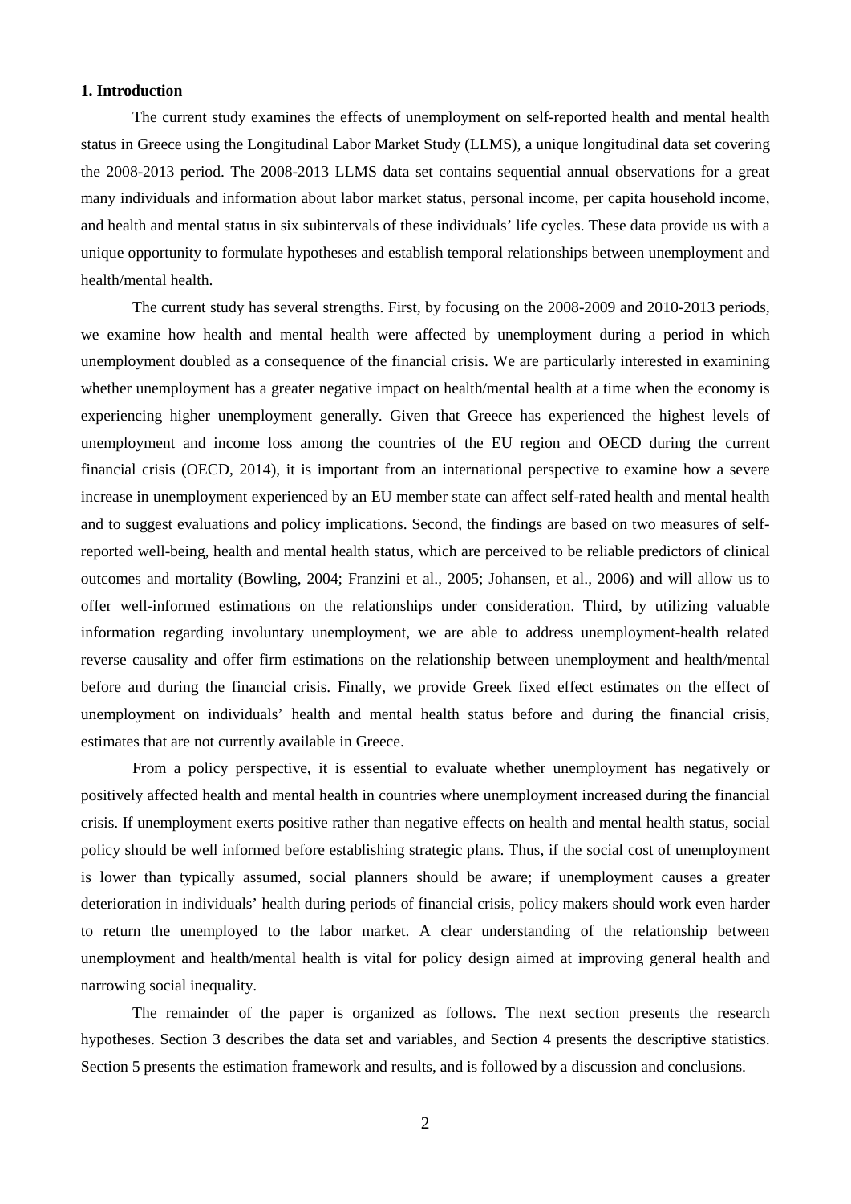### 1. Introduction

The current study examines the effects of unemployment on self-reported health and mental health status in Greece using the Longitudinal Labor Market Study (LLMS), a unique longitudinal data set covering the 2008-2013 period. The 2008-2013 LLMS data set contains sequential annual observations for a great many individuals and information about labor market status, personal income, per capita household income, and health and mental status in six subintervals of these individuals' life cycles. These data provide us with a unique opportunity to formulate hypotheses and establish temporal relationships between unemployment and health/mental health.

The current study has several strengths. First, by focusing on the 2008-2009 and 2010-2013 periods, we examine how health and mental health were affected by unemployment during a period in which unemployment doubled as a consequence of the financial crisis. We are particularly interested in examining whether unemployment has a greater negative impact on health/mental health at a time when the economy is experiencing higher unemployment generally. Given that Greece has experienced the highest levels of unemployment and income loss among the countries of the EU region and OECD during the current financial crisis (OECD, 2014), it is important from an international perspective to examine how a severe increase in unemployment experienced by an EU member state can affect self-rated health and mental health and to suggest evaluations and policy implications. Second, the findings are based on two measures of self-reported well-being, health and mental health status, which are perceived to be reliable predictors of clinical outcomes and mortality (Bowling, 2004; Franzini et al., 2005; Johansen, et al., 2006) and will allow us to offer well-informed estimations on the relationships under consideration. Third, by utilizing valuable information regarding involuntary unemployment, we are able to address unemployment-health related reverse causality and offer firm estimations on the relationship between unemployment and health/mental before and during the financial crisis. Finally, we provide Greek fixed effect estimates on the effect of unemployment on individuals' health and mental health status before and during the financial crisis, estimates that are not currently available in Greece.

From a policy perspective, it is essential to evaluate whether unemployment has negatively or positively affected health and mental health in countries where unemployment increased during the financial crisis. If unemployment exerts positive rather than negative effects on health and mental health status, social policy should be well informed before establishing strategic plans. Thus, if the social cost of unemployment is lower than typically assumed, social planners should be aware; if unemployment causes a greater deterioration in individuals' health during periods of financial crisis, policy makers should work even harder to return the unemployed to the labor market. A clear understanding of the relationship between unemployment and health/mental health is vital for policy design aimed at improving general health and narrowing social inequality.

The remainder of the paper is organized as follows. The next section presents the research hypotheses. Section 3 describes the data set and variables, and Section 4 presents the descriptive statistics. Section 5 presents the estimation framework and results, and is followed by a discussion and conclusions.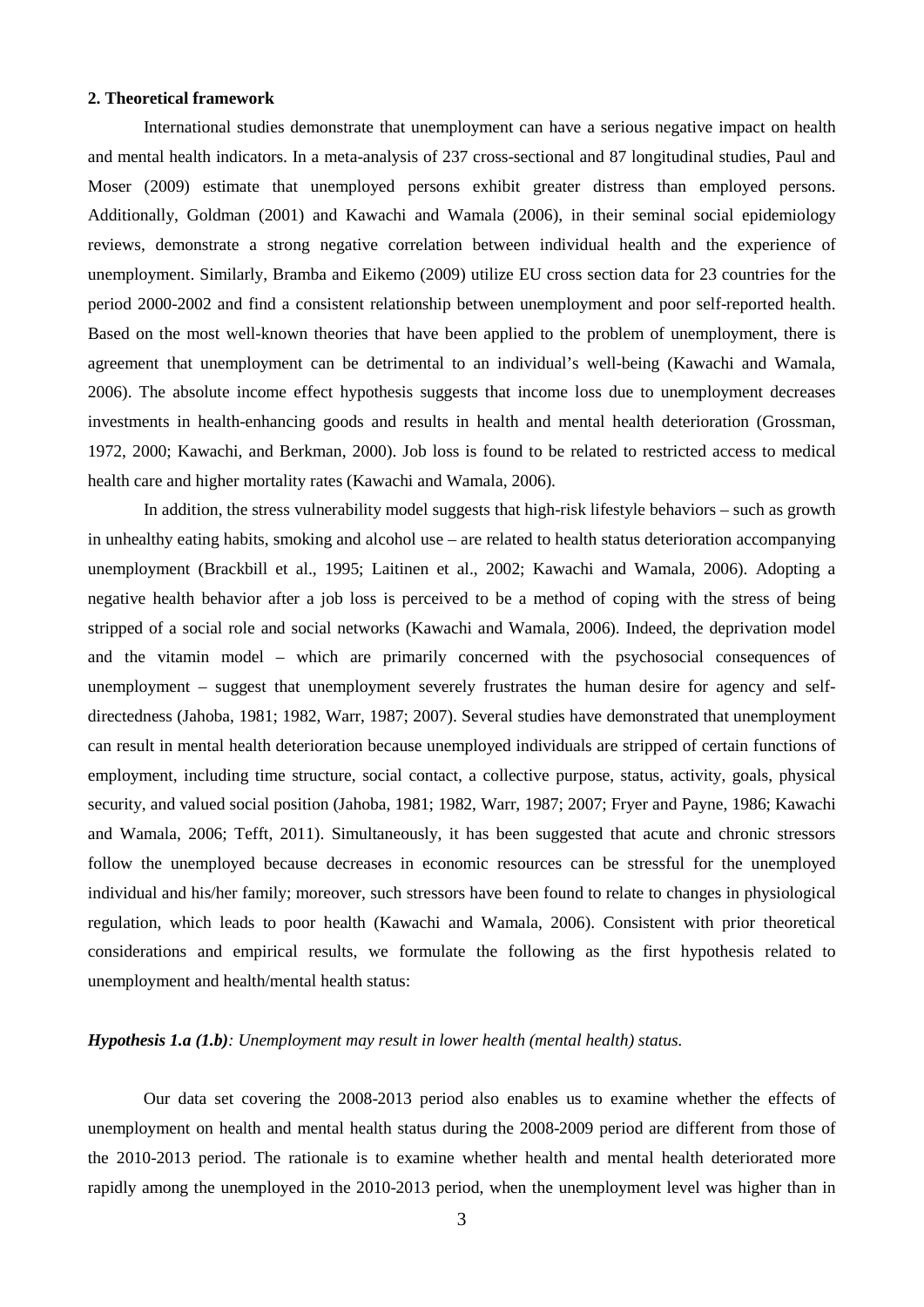## 2. Theoretical framework

International studies demonstrate that unemployment can have a serious negative impact on health and mental health indicators. In a meta-analysis of 237 cross-sectional and 87 longitudinal studies, Paul and Moser (2009) estimate that unemployed persons exhibit greater distress than employed persons. Additionally, Goldman (2001) and Kawachi and Wamala (2006), in their seminal social epidemiology reviews, demonstrate a strong negative correlation between individual health and the experience of unemployment. Similarly, Bramba and Eikemo (2009) utilize EU cross section data for 23 countries for the period 2000-2002 and find a consistent relationship between unemployment and poor self-reported health. Based on the most well-known theories that have been applied to the problem of unemployment, there is agreement that unemployment can be detrimental to an individual's well-being (Kawachi and Wamala, 2006). The absolute income effect hypothesis suggests that income loss due to unemployment decreases investments in health-enhancing goods and results in health and mental health deterioration (Grossman, 1972, 2000; Kawachi, and Berkman, 2000). Job loss is found to be related to restricted access to medical health care and higher mortality rates (Kawachi and Wamala, 2006).

In addition, the stress vulnerability model suggests that high-risk lifestyle behaviors – such as growth in unhealthy eating habits, smoking and alcohol use – are related to health status deterioration accompanying unemployment (Brackbill et al., 1995; Laitinen et al., 2002; Kawachi and Wamala, 2006). Adopting a negative health behavior after a job loss is perceived to be a method of coping with the stress of being stripped of a social role and social networks (Kawachi and Wamala, 2006). Indeed, the deprivation model and the vitamin model – which are primarily concerned with the psychosocial consequences of unemployment – suggest that unemployment severely frustrates the human desire for agency and self-directedness (Jahoba, 1981; 1982, Warr, 1987; 2007). Several studies have demonstrated that unemployment can result in mental health deterioration because unemployed individuals are stripped of certain functions of employment, including time structure, social contact, a collective purpose, status, activity, goals, physical security, and valued social position (Jahoba, 1981; 1982, Warr, 1987; 2007; Fryer and Payne, 1986; Kawachi and Wamala, 2006; Tefft, 2011). Simultaneously, it has been suggested that acute and chronic stressors follow the unemployed because decreases in economic resources can be stressful for the unemployed individual and his/her family; moreover, such stressors have been found to relate to changes in physiological regulation, which leads to poor health (Kawachi and Wamala, 2006). Consistent with prior theoretical considerations and empirical results, we formulate the following as the first hypothesis related to unemployment and health/mental health status:

***Hypothesis 1.a (1.b)****: Unemployment may result in lower health (mental health) status.*

Our data set covering the 2008-2013 period also enables us to examine whether the effects of unemployment on health and mental health status during the 2008-2009 period are different from those of the 2010-2013 period. The rationale is to examine whether health and mental health deteriorated more rapidly among the unemployed in the 2010-2013 period, when the unemployment level was higher than in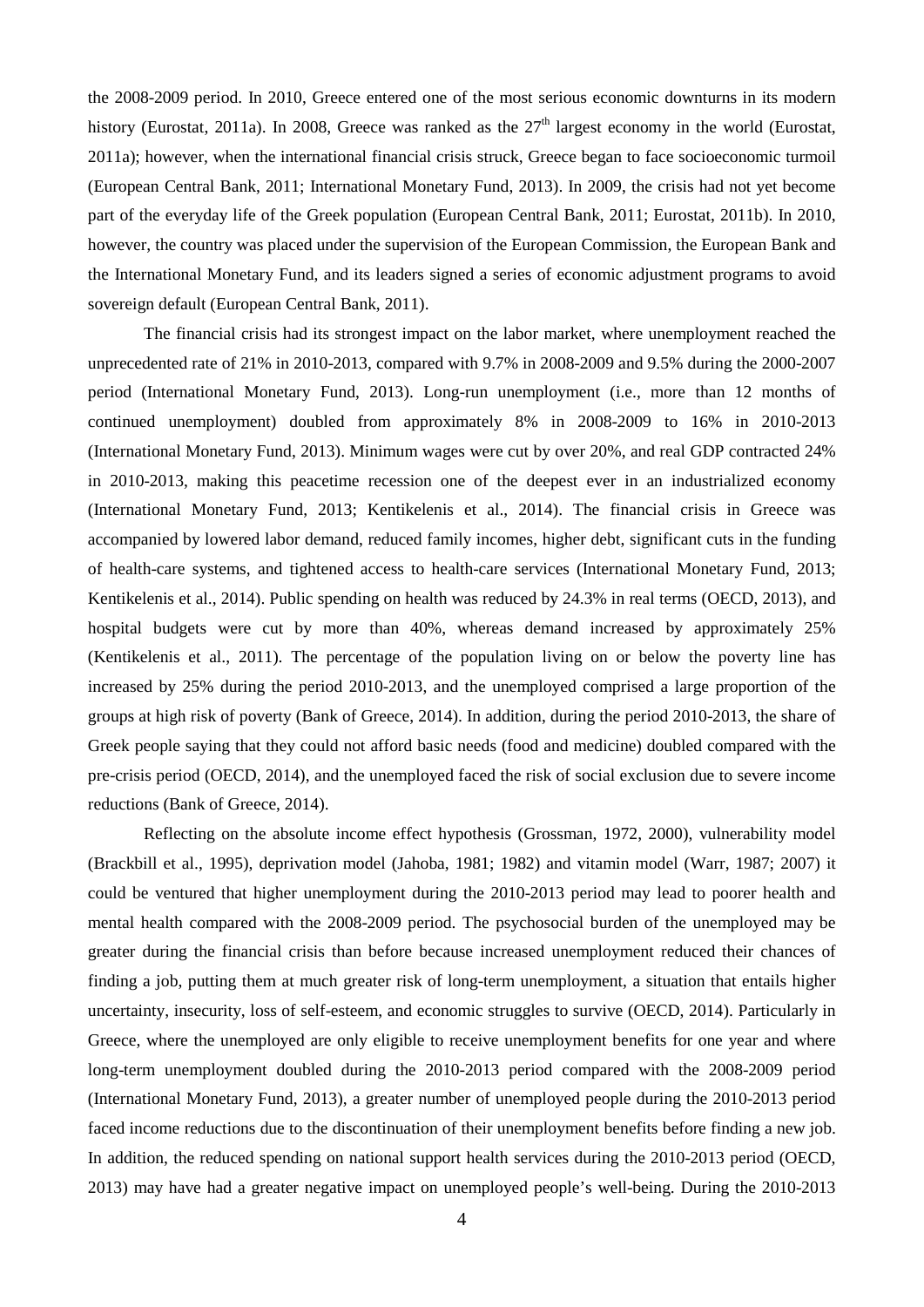the 2008-2009 period. In 2010, Greece entered one of the most serious economic downturns in its modern history (Eurostat, 2011a). In 2008, Greece was ranked as the 27th largest economy in the world (Eurostat, 2011a); however, when the international financial crisis struck, Greece began to face socioeconomic turmoil (European Central Bank, 2011; International Monetary Fund, 2013). In 2009, the crisis had not yet become part of the everyday life of the Greek population (European Central Bank, 2011; Eurostat, 2011b). In 2010, however, the country was placed under the supervision of the European Commission, the European Bank and the International Monetary Fund, and its leaders signed a series of economic adjustment programs to avoid sovereign default (European Central Bank, 2011).

The financial crisis had its strongest impact on the labor market, where unemployment reached the unprecedented rate of 21% in 2010-2013, compared with 9.7% in 2008-2009 and 9.5% during the 2000-2007 period (International Monetary Fund, 2013). Long-run unemployment (i.e., more than 12 months of continued unemployment) doubled from approximately 8% in 2008-2009 to 16% in 2010-2013 (International Monetary Fund, 2013). Minimum wages were cut by over 20%, and real GDP contracted 24% in 2010-2013, making this peacetime recession one of the deepest ever in an industrialized economy (International Monetary Fund, 2013; Kentikelenis et al., 2014). The financial crisis in Greece was accompanied by lowered labor demand, reduced family incomes, higher debt, significant cuts in the funding of health-care systems, and tightened access to health-care services (International Monetary Fund, 2013; Kentikelenis et al., 2014). Public spending on health was reduced by 24.3% in real terms (OECD, 2013), and hospital budgets were cut by more than 40%, whereas demand increased by approximately 25% (Kentikelenis et al., 2011). The percentage of the population living on or below the poverty line has increased by 25% during the period 2010-2013, and the unemployed comprised a large proportion of the groups at high risk of poverty (Bank of Greece, 2014). In addition, during the period 2010-2013, the share of Greek people saying that they could not afford basic needs (food and medicine) doubled compared with the pre-crisis period (OECD, 2014), and the unemployed faced the risk of social exclusion due to severe income reductions (Bank of Greece, 2014).

Reflecting on the absolute income effect hypothesis (Grossman, 1972, 2000), vulnerability model (Brackbill et al., 1995), deprivation model (Jahoba, 1981; 1982) and vitamin model (Warr, 1987; 2007) it could be ventured that higher unemployment during the 2010-2013 period may lead to poorer health and mental health compared with the 2008-2009 period. The psychosocial burden of the unemployed may be greater during the financial crisis than before because increased unemployment reduced their chances of finding a job, putting them at much greater risk of long-term unemployment, a situation that entails higher uncertainty, insecurity, loss of self-esteem, and economic struggles to survive (OECD, 2014). Particularly in Greece, where the unemployed are only eligible to receive unemployment benefits for one year and where long-term unemployment doubled during the 2010-2013 period compared with the 2008-2009 period (International Monetary Fund, 2013), a greater number of unemployed people during the 2010-2013 period faced income reductions due to the discontinuation of their unemployment benefits before finding a new job. In addition, the reduced spending on national support health services during the 2010-2013 period (OECD, 2013) may have had a greater negative impact on unemployed people's well-being. During the 2010-2013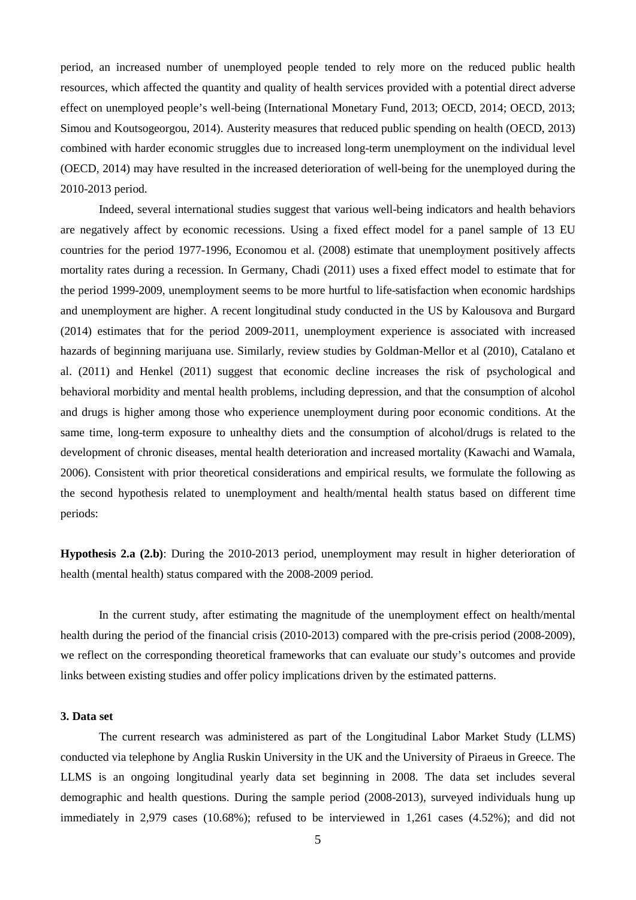period, an increased number of unemployed people tended to rely more on the reduced public health resources, which affected the quantity and quality of health services provided with a potential direct adverse effect on unemployed people's well-being (International Monetary Fund, 2013; OECD, 2014; OECD, 2013; Simou and Koutsogeorgou, 2014). Austerity measures that reduced public spending on health (OECD, 2013) combined with harder economic struggles due to increased long-term unemployment on the individual level (OECD, 2014) may have resulted in the increased deterioration of well-being for the unemployed during the 2010-2013 period.

Indeed, several international studies suggest that various well-being indicators and health behaviors are negatively affect by economic recessions. Using a fixed effect model for a panel sample of 13 EU countries for the period 1977-1996, Economou et al. (2008) estimate that unemployment positively affects mortality rates during a recession. In Germany, Chadi (2011) uses a fixed effect model to estimate that for the period 1999-2009, unemployment seems to be more hurtful to life-satisfaction when economic hardships and unemployment are higher. A recent longitudinal study conducted in the US by Kalousova and Burgard (2014) estimates that for the period 2009-2011, unemployment experience is associated with increased hazards of beginning marijuana use. Similarly, review studies by Goldman-Mellor et al (2010), Catalano et al. (2011) and Henkel (2011) suggest that economic decline increases the risk of psychological and behavioral morbidity and mental health problems, including depression, and that the consumption of alcohol and drugs is higher among those who experience unemployment during poor economic conditions. At the same time, long-term exposure to unhealthy diets and the consumption of alcohol/drugs is related to the development of chronic diseases, mental health deterioration and increased mortality (Kawachi and Wamala, 2006). Consistent with prior theoretical considerations and empirical results, we formulate the following as the second hypothesis related to unemployment and health/mental health status based on different time periods:

**Hypothesis 2.a (2.b)**: During the 2010-2013 period, unemployment may result in higher deterioration of health (mental health) status compared with the 2008-2009 period.

In the current study, after estimating the magnitude of the unemployment effect on health/mental health during the period of the financial crisis (2010-2013) compared with the pre-crisis period (2008-2009), we reflect on the corresponding theoretical frameworks that can evaluate our study's outcomes and provide links between existing studies and offer policy implications driven by the estimated patterns.

## 3. Data set

The current research was administered as part of the Longitudinal Labor Market Study (LLMS) conducted via telephone by Anglia Ruskin University in the UK and the University of Piraeus in Greece. The LLMS is an ongoing longitudinal yearly data set beginning in 2008. The data set includes several demographic and health questions. During the sample period (2008-2013), surveyed individuals hung up immediately in 2,979 cases (10.68%); refused to be interviewed in 1,261 cases (4.52%); and did not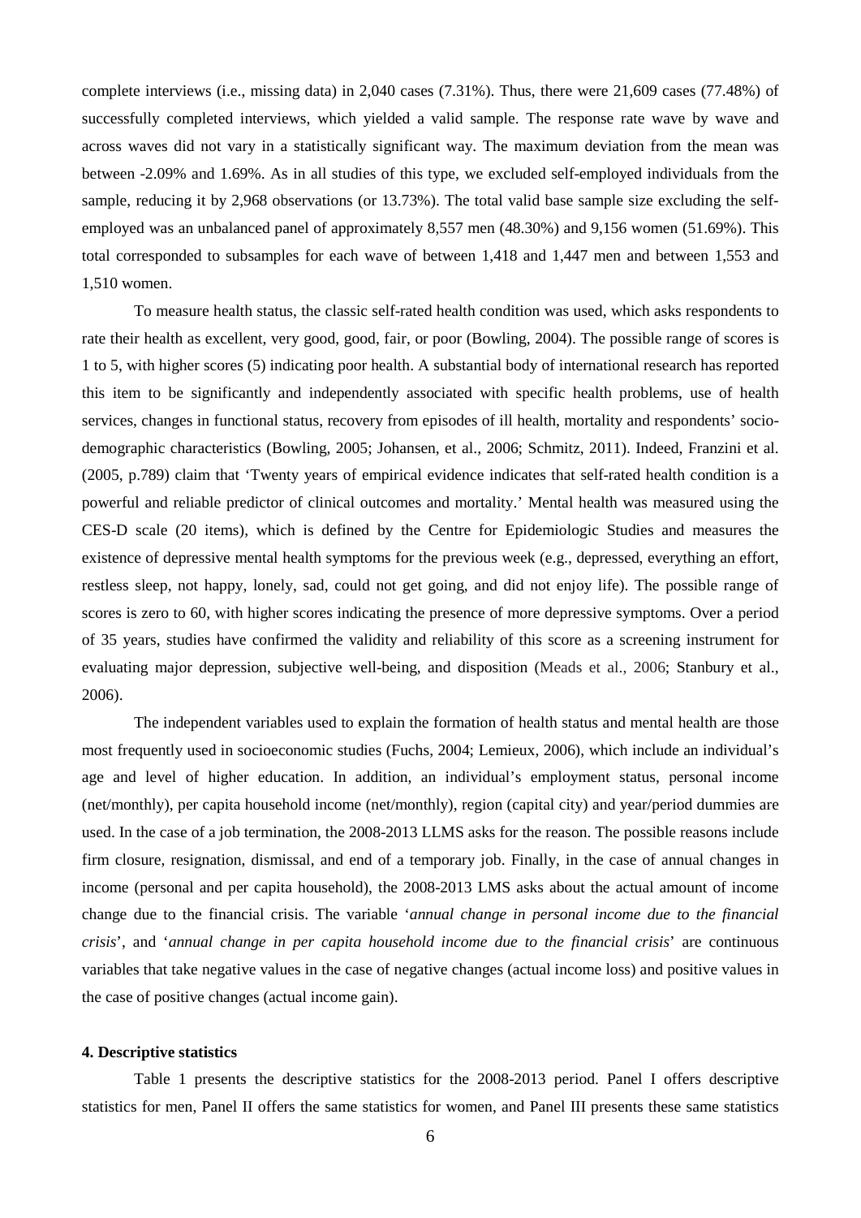complete interviews (i.e., missing data) in 2,040 cases (7.31%). Thus, there were 21,609 cases (77.48%) of successfully completed interviews, which yielded a valid sample. The response rate wave by wave and across waves did not vary in a statistically significant way. The maximum deviation from the mean was between -2.09% and 1.69%. As in all studies of this type, we excluded self-employed individuals from the sample, reducing it by 2,968 observations (or 13.73%). The total valid base sample size excluding the self-employed was an unbalanced panel of approximately 8,557 men (48.30%) and 9,156 women (51.69%). This total corresponded to subsamples for each wave of between 1,418 and 1,447 men and between 1,553 and 1,510 women.

To measure health status, the classic self-rated health condition was used, which asks respondents to rate their health as excellent, very good, good, fair, or poor (Bowling, 2004). The possible range of scores is 1 to 5, with higher scores (5) indicating poor health. A substantial body of international research has reported this item to be significantly and independently associated with specific health problems, use of health services, changes in functional status, recovery from episodes of ill health, mortality and respondents' socio-demographic characteristics (Bowling, 2005; Johansen, et al., 2006; Schmitz, 2011). Indeed, Franzini et al. (2005, p.789) claim that 'Twenty years of empirical evidence indicates that self-rated health condition is a powerful and reliable predictor of clinical outcomes and mortality.' Mental health was measured using the CES-D scale (20 items), which is defined by the Centre for Epidemiologic Studies and measures the existence of depressive mental health symptoms for the previous week (e.g., depressed, everything an effort, restless sleep, not happy, lonely, sad, could not get going, and did not enjoy life). The possible range of scores is zero to 60, with higher scores indicating the presence of more depressive symptoms. Over a period of 35 years, studies have confirmed the validity and reliability of this score as a screening instrument for evaluating major depression, subjective well-being, and disposition (Meads et al., 2006; Stanbury et al., 2006).

The independent variables used to explain the formation of health status and mental health are those most frequently used in socioeconomic studies (Fuchs, 2004; Lemieux, 2006), which include an individual's age and level of higher education. In addition, an individual's employment status, personal income (net/monthly), per capita household income (net/monthly), region (capital city) and year/period dummies are used. In the case of a job termination, the 2008-2013 LLMS asks for the reason. The possible reasons include firm closure, resignation, dismissal, and end of a temporary job. Finally, in the case of annual changes in income (personal and per capita household), the 2008-2013 LMS asks about the actual amount of income change due to the financial crisis. The variable '*annual change in personal income due to the financial crisis*', and '*annual change in per capita household income due to the financial crisis*' are continuous variables that take negative values in the case of negative changes (actual income loss) and positive values in the case of positive changes (actual income gain).

#### 4. Descriptive statistics

Table 1 presents the descriptive statistics for the 2008-2013 period. Panel I offers descriptive statistics for men, Panel II offers the same statistics for women, and Panel III presents these same statistics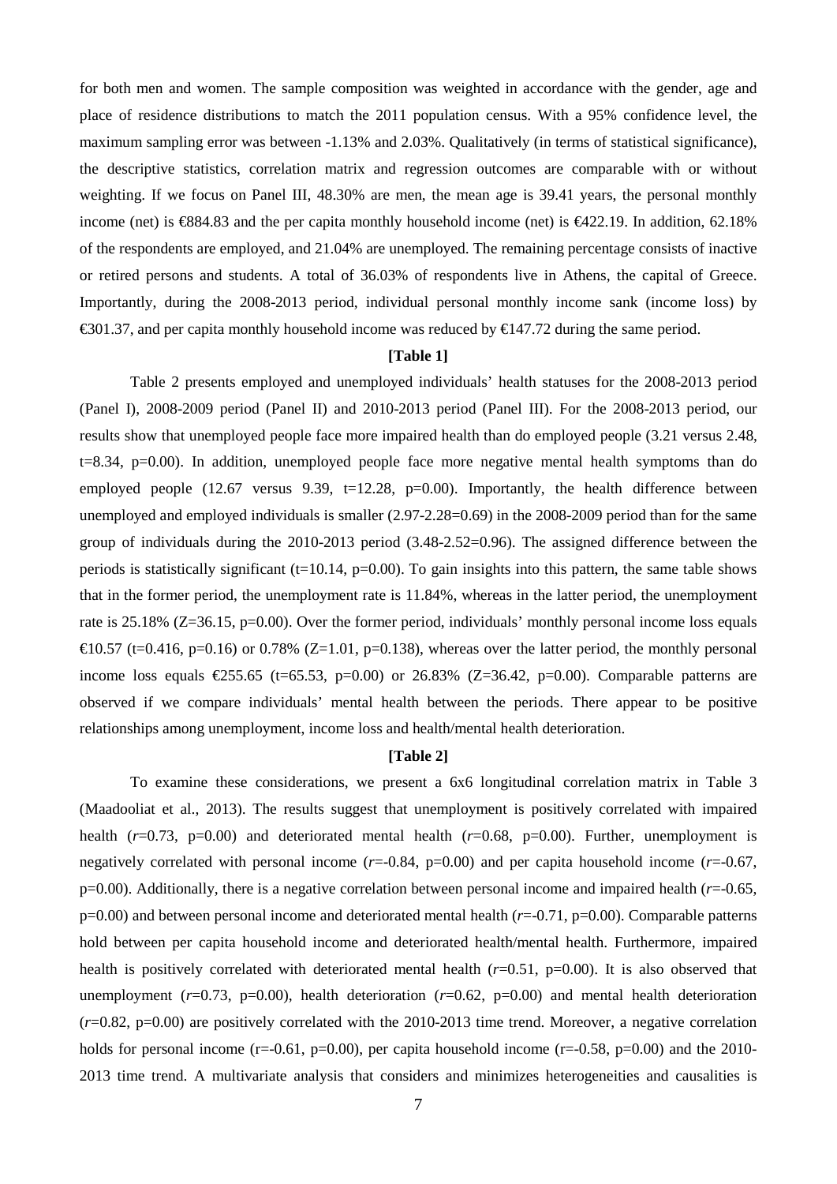for both men and women. The sample composition was weighted in accordance with the gender, age and place of residence distributions to match the 2011 population census. With a 95% confidence level, the maximum sampling error was between -1.13% and 2.03%. Qualitatively (in terms of statistical significance), the descriptive statistics, correlation matrix and regression outcomes are comparable with or without weighting. If we focus on Panel III, 48.30% are men, the mean age is 39.41 years, the personal monthly income (net) is €884.83 and the per capita monthly household income (net) is €422.19. In addition, 62.18% of the respondents are employed, and 21.04% are unemployed. The remaining percentage consists of inactive or retired persons and students. A total of 36.03% of respondents live in Athens, the capital of Greece. Importantly, during the 2008-2013 period, individual personal monthly income sank (income loss) by €301.37, and per capita monthly household income was reduced by €147.72 during the same period.

**[Table 1]**

Table 2 presents employed and unemployed individuals' health statuses for the 2008-2013 period (Panel I), 2008-2009 period (Panel II) and 2010-2013 period (Panel III). For the 2008-2013 period, our results show that unemployed people face more impaired health than do employed people (3.21 versus 2.48, t=8.34, p=0.00). In addition, unemployed people face more negative mental health symptoms than do employed people (12.67 versus 9.39, t=12.28, p=0.00). Importantly, the health difference between unemployed and employed individuals is smaller (2.97-2.28=0.69) in the 2008-2009 period than for the same group of individuals during the 2010-2013 period (3.48-2.52=0.96). The assigned difference between the periods is statistically significant (t=10.14, p=0.00). To gain insights into this pattern, the same table shows that in the former period, the unemployment rate is 11.84%, whereas in the latter period, the unemployment rate is 25.18% (Z=36.15, p=0.00). Over the former period, individuals' monthly personal income loss equals €10.57 (t=0.416, p=0.16) or 0.78% (Z=1.01, p=0.138), whereas over the latter period, the monthly personal income loss equals €255.65 (t=65.53, p=0.00) or 26.83% (Z=36.42, p=0.00). Comparable patterns are observed if we compare individuals' mental health between the periods. There appear to be positive relationships among unemployment, income loss and health/mental health deterioration.

**[Table 2]**

To examine these considerations, we present a 6x6 longitudinal correlation matrix in Table 3 (Maadooliat et al., 2013). The results suggest that unemployment is positively correlated with impaired health (*r*=0.73, p=0.00) and deteriorated mental health (*r*=0.68, p=0.00). Further, unemployment is negatively correlated with personal income (*r*=-0.84, p=0.00) and per capita household income (*r*=-0.67, p=0.00). Additionally, there is a negative correlation between personal income and impaired health (*r*=-0.65, p=0.00) and between personal income and deteriorated mental health (*r*=-0.71, p=0.00). Comparable patterns hold between per capita household income and deteriorated health/mental health. Furthermore, impaired health is positively correlated with deteriorated mental health (*r*=0.51, p=0.00). It is also observed that unemployment (*r*=0.73, p=0.00), health deterioration (*r*=0.62, p=0.00) and mental health deterioration (*r*=0.82, p=0.00) are positively correlated with the 2010-2013 time trend. Moreover, a negative correlation holds for personal income (r=-0.61, p=0.00), per capita household income (r=-0.58, p=0.00) and the 2010-2013 time trend. A multivariate analysis that considers and minimizes heterogeneities and causalities is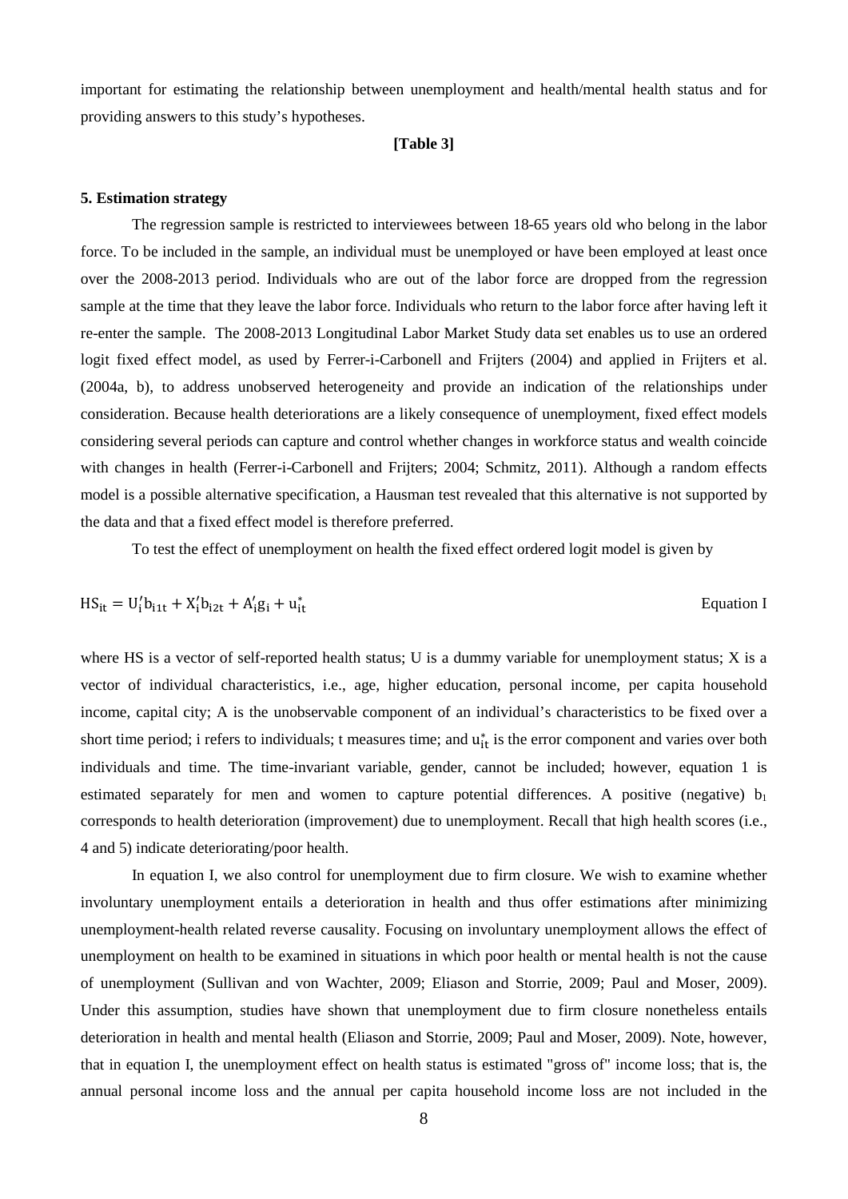important for estimating the relationship between unemployment and health/mental health status and for providing answers to this study's hypotheses.

**[Table 3]**

### 5. Estimation strategy

The regression sample is restricted to interviewees between 18-65 years old who belong in the labor force. To be included in the sample, an individual must be unemployed or have been employed at least once over the 2008-2013 period. Individuals who are out of the labor force are dropped from the regression sample at the time that they leave the labor force. Individuals who return to the labor force after having left it re-enter the sample. The 2008-2013 Longitudinal Labor Market Study data set enables us to use an ordered logit fixed effect model, as used by Ferrer-i-Carbonell and Frijters (2004) and applied in Frijters et al. (2004a, b), to address unobserved heterogeneity and provide an indication of the relationships under consideration. Because health deteriorations are a likely consequence of unemployment, fixed effect models considering several periods can capture and control whether changes in workforce status and wealth coincide with changes in health (Ferrer-i-Carbonell and Frijters; 2004; Schmitz, 2011). Although a random effects model is a possible alternative specification, a Hausman test revealed that this alternative is not supported by the data and that a fixed effect model is therefore preferred.

To test the effect of unemployment on health the fixed effect ordered logit model is given by

$$\mathrm{HS}_{it} = \mathrm{U}_i'\mathrm{b}_{i1t} + \mathrm{X}_i'\mathrm{b}_{i2t} + \mathrm{A}_i'\mathrm{g}_i + \mathrm{u}_{it}^* \qquad \text{Equation I}$$

where HS is a vector of self-reported health status; U is a dummy variable for unemployment status; X is a vector of individual characteristics, i.e., age, higher education, personal income, per capita household income, capital city; A is the unobservable component of an individual's characteristics to be fixed over a short time period; i refers to individuals; t measures time; and $\mathrm{u}_{it}^*$ is the error component and varies over both individuals and time. The time-invariant variable, gender, cannot be included; however, equation 1 is estimated separately for men and women to capture potential differences. A positive (negative) $b_1$ corresponds to health deterioration (improvement) due to unemployment. Recall that high health scores (i.e., 4 and 5) indicate deteriorating/poor health.

In equation I, we also control for unemployment due to firm closure. We wish to examine whether involuntary unemployment entails a deterioration in health and thus offer estimations after minimizing unemployment-health related reverse causality. Focusing on involuntary unemployment allows the effect of unemployment on health to be examined in situations in which poor health or mental health is not the cause of unemployment (Sullivan and von Wachter, 2009; Eliason and Storrie, 2009; Paul and Moser, 2009). Under this assumption, studies have shown that unemployment due to firm closure nonetheless entails deterioration in health and mental health (Eliason and Storrie, 2009; Paul and Moser, 2009). Note, however, that in equation I, the unemployment effect on health status is estimated "gross of" income loss; that is, the annual personal income loss and the annual per capita household income loss are not included in the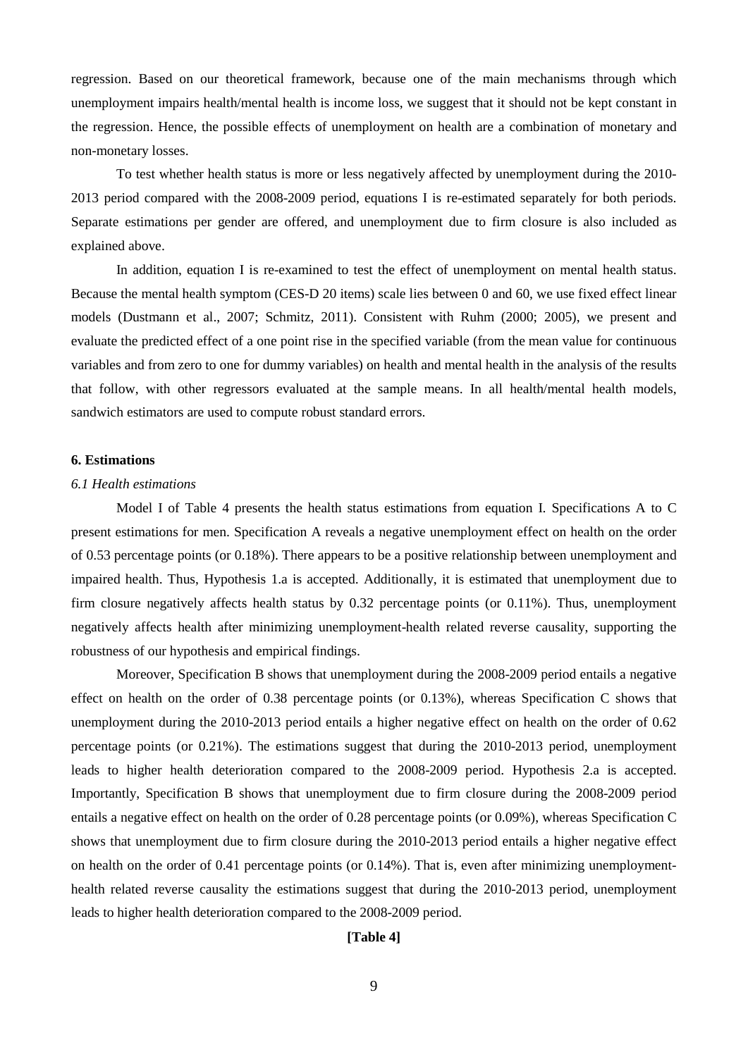regression. Based on our theoretical framework, because one of the main mechanisms through which unemployment impairs health/mental health is income loss, we suggest that it should not be kept constant in the regression. Hence, the possible effects of unemployment on health are a combination of monetary and non-monetary losses.

To test whether health status is more or less negatively affected by unemployment during the 2010-2013 period compared with the 2008-2009 period, equations I is re-estimated separately for both periods. Separate estimations per gender are offered, and unemployment due to firm closure is also included as explained above.

In addition, equation I is re-examined to test the effect of unemployment on mental health status. Because the mental health symptom (CES-D 20 items) scale lies between 0 and 60, we use fixed effect linear models (Dustmann et al., 2007; Schmitz, 2011). Consistent with Ruhm (2000; 2005), we present and evaluate the predicted effect of a one point rise in the specified variable (from the mean value for continuous variables and from zero to one for dummy variables) on health and mental health in the analysis of the results that follow, with other regressors evaluated at the sample means. In all health/mental health models, sandwich estimators are used to compute robust standard errors.

## 6. Estimations

### *6.1 Health estimations*

Model I of Table 4 presents the health status estimations from equation I. Specifications A to C present estimations for men. Specification A reveals a negative unemployment effect on health on the order of 0.53 percentage points (or 0.18%). There appears to be a positive relationship between unemployment and impaired health. Thus, Hypothesis 1.a is accepted. Additionally, it is estimated that unemployment due to firm closure negatively affects health status by 0.32 percentage points (or 0.11%). Thus, unemployment negatively affects health after minimizing unemployment-health related reverse causality, supporting the robustness of our hypothesis and empirical findings.

Moreover, Specification B shows that unemployment during the 2008-2009 period entails a negative effect on health on the order of 0.38 percentage points (or 0.13%), whereas Specification C shows that unemployment during the 2010-2013 period entails a higher negative effect on health on the order of 0.62 percentage points (or 0.21%). The estimations suggest that during the 2010-2013 period, unemployment leads to higher health deterioration compared to the 2008-2009 period. Hypothesis 2.a is accepted. Importantly, Specification B shows that unemployment due to firm closure during the 2008-2009 period entails a negative effect on health on the order of 0.28 percentage points (or 0.09%), whereas Specification C shows that unemployment due to firm closure during the 2010-2013 period entails a higher negative effect on health on the order of 0.41 percentage points (or 0.14%). That is, even after minimizing unemployment-health related reverse causality the estimations suggest that during the 2010-2013 period, unemployment leads to higher health deterioration compared to the 2008-2009 period.

**[Table 4]**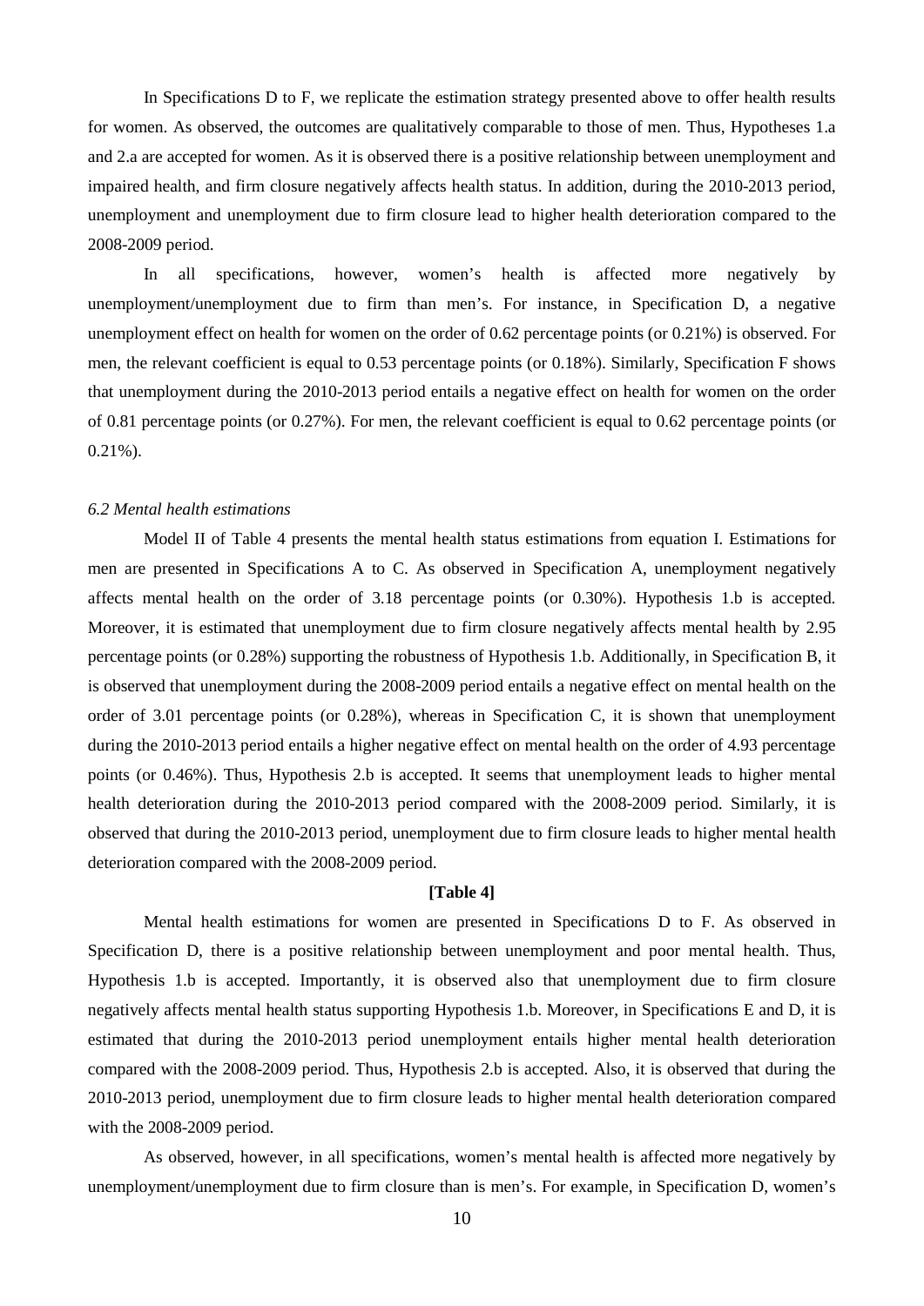In Specifications D to F, we replicate the estimation strategy presented above to offer health results for women. As observed, the outcomes are qualitatively comparable to those of men. Thus, Hypotheses 1.a and 2.a are accepted for women. As it is observed there is a positive relationship between unemployment and impaired health, and firm closure negatively affects health status. In addition, during the 2010-2013 period, unemployment and unemployment due to firm closure lead to higher health deterioration compared to the 2008-2009 period.

In all specifications, however, women's health is affected more negatively by unemployment/unemployment due to firm than men's. For instance, in Specification D, a negative unemployment effect on health for women on the order of 0.62 percentage points (or 0.21%) is observed. For men, the relevant coefficient is equal to 0.53 percentage points (or 0.18%). Similarly, Specification F shows that unemployment during the 2010-2013 period entails a negative effect on health for women on the order of 0.81 percentage points (or 0.27%). For men, the relevant coefficient is equal to 0.62 percentage points (or 0.21%).

### *6.2 Mental health estimations*

Model II of Table 4 presents the mental health status estimations from equation I. Estimations for men are presented in Specifications A to C. As observed in Specification A, unemployment negatively affects mental health on the order of 3.18 percentage points (or 0.30%). Hypothesis 1.b is accepted. Moreover, it is estimated that unemployment due to firm closure negatively affects mental health by 2.95 percentage points (or 0.28%) supporting the robustness of Hypothesis 1.b. Additionally, in Specification B, it is observed that unemployment during the 2008-2009 period entails a negative effect on mental health on the order of 3.01 percentage points (or 0.28%), whereas in Specification C, it is shown that unemployment during the 2010-2013 period entails a higher negative effect on mental health on the order of 4.93 percentage points (or 0.46%). Thus, Hypothesis 2.b is accepted. It seems that unemployment leads to higher mental health deterioration during the 2010-2013 period compared with the 2008-2009 period. Similarly, it is observed that during the 2010-2013 period, unemployment due to firm closure leads to higher mental health deterioration compared with the 2008-2009 period.

**[Table 4]**

Mental health estimations for women are presented in Specifications D to F. As observed in Specification D, there is a positive relationship between unemployment and poor mental health. Thus, Hypothesis 1.b is accepted. Importantly, it is observed also that unemployment due to firm closure negatively affects mental health status supporting Hypothesis 1.b. Moreover, in Specifications E and D, it is estimated that during the 2010-2013 period unemployment entails higher mental health deterioration compared with the 2008-2009 period. Thus, Hypothesis 2.b is accepted. Also, it is observed that during the 2010-2013 period, unemployment due to firm closure leads to higher mental health deterioration compared with the 2008-2009 period.

As observed, however, in all specifications, women's mental health is affected more negatively by unemployment/unemployment due to firm closure than is men's. For example, in Specification D, women's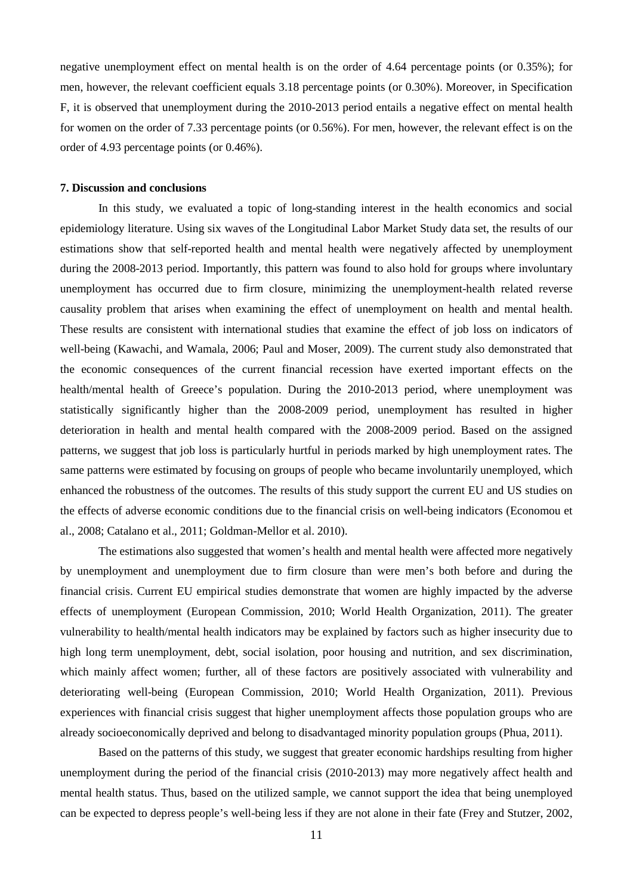negative unemployment effect on mental health is on the order of 4.64 percentage points (or 0.35%); for men, however, the relevant coefficient equals 3.18 percentage points (or 0.30%). Moreover, in Specification F, it is observed that unemployment during the 2010-2013 period entails a negative effect on mental health for women on the order of 7.33 percentage points (or 0.56%). For men, however, the relevant effect is on the order of 4.93 percentage points (or 0.46%).

**7. Discussion and conclusions**

In this study, we evaluated a topic of long-standing interest in the health economics and social epidemiology literature. Using six waves of the Longitudinal Labor Market Study data set, the results of our estimations show that self-reported health and mental health were negatively affected by unemployment during the 2008-2013 period. Importantly, this pattern was found to also hold for groups where involuntary unemployment has occurred due to firm closure, minimizing the unemployment-health related reverse causality problem that arises when examining the effect of unemployment on health and mental health. These results are consistent with international studies that examine the effect of job loss on indicators of well-being (Kawachi, and Wamala, 2006; Paul and Moser, 2009). The current study also demonstrated that the economic consequences of the current financial recession have exerted important effects on the health/mental health of Greece's population. During the 2010-2013 period, where unemployment was statistically significantly higher than the 2008-2009 period, unemployment has resulted in higher deterioration in health and mental health compared with the 2008-2009 period. Based on the assigned patterns, we suggest that job loss is particularly hurtful in periods marked by high unemployment rates. The same patterns were estimated by focusing on groups of people who became involuntarily unemployed, which enhanced the robustness of the outcomes. The results of this study support the current EU and US studies on the effects of adverse economic conditions due to the financial crisis on well-being indicators (Economou et al., 2008; Catalano et al., 2011; Goldman-Mellor et al. 2010).

The estimations also suggested that women's health and mental health were affected more negatively by unemployment and unemployment due to firm closure than were men's both before and during the financial crisis. Current EU empirical studies demonstrate that women are highly impacted by the adverse effects of unemployment (European Commission, 2010; World Health Organization, 2011). The greater vulnerability to health/mental health indicators may be explained by factors such as higher insecurity due to high long term unemployment, debt, social isolation, poor housing and nutrition, and sex discrimination, which mainly affect women; further, all of these factors are positively associated with vulnerability and deteriorating well-being (European Commission, 2010; World Health Organization, 2011). Previous experiences with financial crisis suggest that higher unemployment affects those population groups who are already socioeconomically deprived and belong to disadvantaged minority population groups (Phua, 2011).

Based on the patterns of this study, we suggest that greater economic hardships resulting from higher unemployment during the period of the financial crisis (2010-2013) may more negatively affect health and mental health status. Thus, based on the utilized sample, we cannot support the idea that being unemployed can be expected to depress people's well-being less if they are not alone in their fate (Frey and Stutzer, 2002,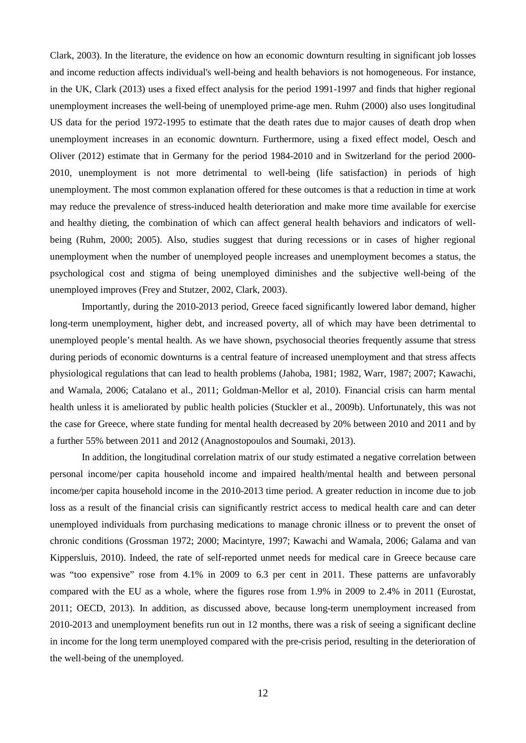Clark, 2003). In the literature, the evidence on how an economic downturn resulting in significant job losses and income reduction affects individual's well-being and health behaviors is not homogeneous. For instance, in the UK, Clark (2013) uses a fixed effect analysis for the period 1991-1997 and finds that higher regional unemployment increases the well-being of unemployed prime-age men. Ruhm (2000) also uses longitudinal US data for the period 1972-1995 to estimate that the death rates due to major causes of death drop when unemployment increases in an economic downturn. Furthermore, using a fixed effect model, Oesch and Oliver (2012) estimate that in Germany for the period 1984-2010 and in Switzerland for the period 2000-2010, unemployment is not more detrimental to well-being (life satisfaction) in periods of high unemployment. The most common explanation offered for these outcomes is that a reduction in time at work may reduce the prevalence of stress-induced health deterioration and make more time available for exercise and healthy dieting, the combination of which can affect general health behaviors and indicators of well-being (Ruhm, 2000; 2005). Also, studies suggest that during recessions or in cases of higher regional unemployment when the number of unemployed people increases and unemployment becomes a status, the psychological cost and stigma of being unemployed diminishes and the subjective well-being of the unemployed improves (Frey and Stutzer, 2002, Clark, 2003).

Importantly, during the 2010-2013 period, Greece faced significantly lowered labor demand, higher long-term unemployment, higher debt, and increased poverty, all of which may have been detrimental to unemployed people's mental health. As we have shown, psychosocial theories frequently assume that stress during periods of economic downturns is a central feature of increased unemployment and that stress affects physiological regulations that can lead to health problems (Jahoba, 1981; 1982, Warr, 1987; 2007; Kawachi, and Wamala, 2006; Catalano et al., 2011; Goldman-Mellor et al, 2010). Financial crisis can harm mental health unless it is ameliorated by public health policies (Stuckler et al., 2009b). Unfortunately, this was not the case for Greece, where state funding for mental health decreased by 20% between 2010 and 2011 and by a further 55% between 2011 and 2012 (Anagnostopoulos and Soumaki, 2013).

In addition, the longitudinal correlation matrix of our study estimated a negative correlation between personal income/per capita household income and impaired health/mental health and between personal income/per capita household income in the 2010-2013 time period. A greater reduction in income due to job loss as a result of the financial crisis can significantly restrict access to medical health care and can deter unemployed individuals from purchasing medications to manage chronic illness or to prevent the onset of chronic conditions (Grossman 1972; 2000; Macintyre, 1997; Kawachi and Wamala, 2006; Galama and van Kippersluis, 2010). Indeed, the rate of self-reported unmet needs for medical care in Greece because care was "too expensive" rose from 4.1% in 2009 to 6.3 per cent in 2011. These patterns are unfavorably compared with the EU as a whole, where the figures rose from 1.9% in 2009 to 2.4% in 2011 (Eurostat, 2011; OECD, 2013). In addition, as discussed above, because long-term unemployment increased from 2010-2013 and unemployment benefits run out in 12 months, there was a risk of seeing a significant decline in income for the long term unemployed compared with the pre-crisis period, resulting in the deterioration of the well-being of the unemployed.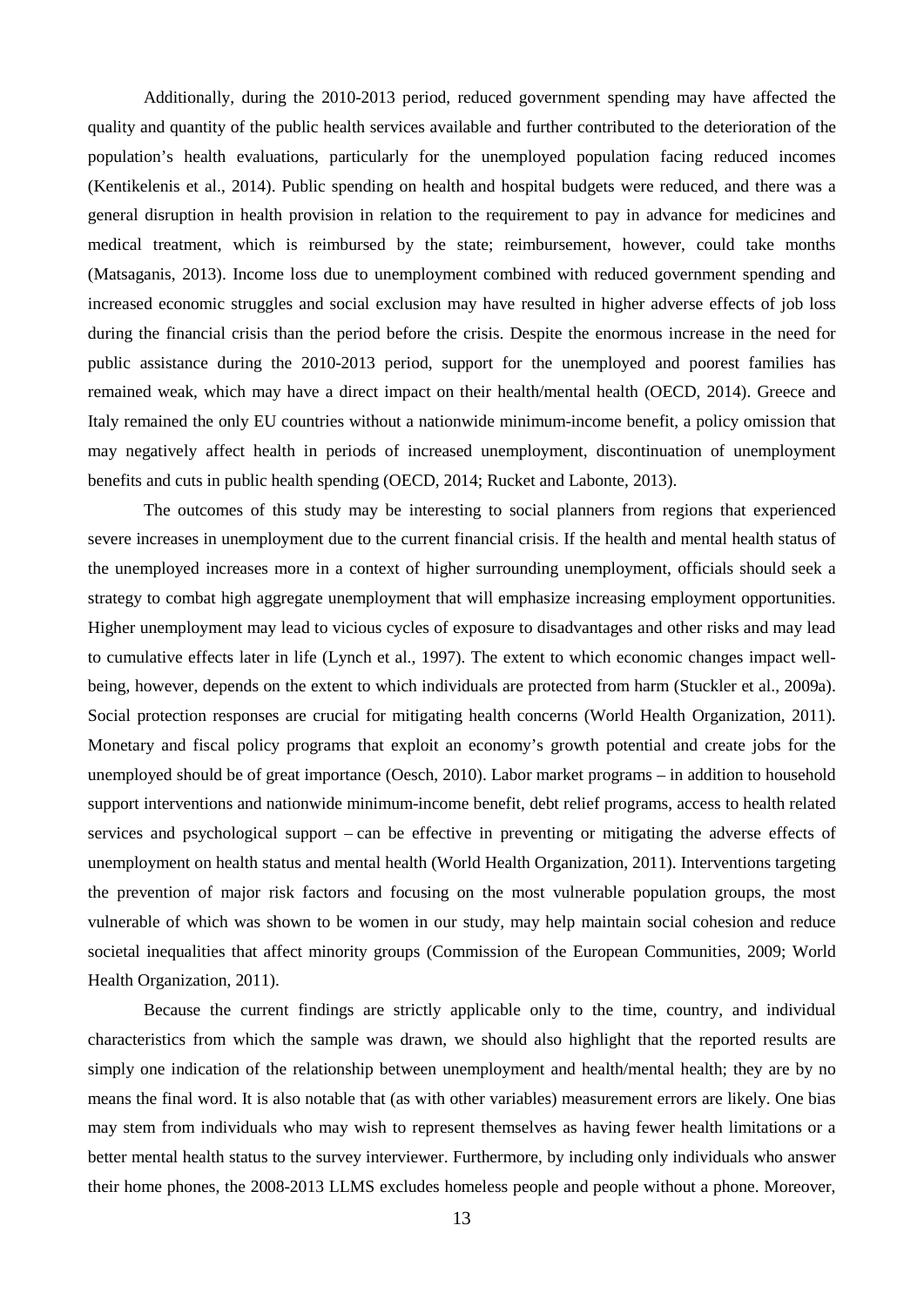Additionally, during the 2010-2013 period, reduced government spending may have affected the quality and quantity of the public health services available and further contributed to the deterioration of the population's health evaluations, particularly for the unemployed population facing reduced incomes (Kentikelenis et al., 2014). Public spending on health and hospital budgets were reduced, and there was a general disruption in health provision in relation to the requirement to pay in advance for medicines and medical treatment, which is reimbursed by the state; reimbursement, however, could take months (Matsaganis, 2013). Income loss due to unemployment combined with reduced government spending and increased economic struggles and social exclusion may have resulted in higher adverse effects of job loss during the financial crisis than the period before the crisis. Despite the enormous increase in the need for public assistance during the 2010-2013 period, support for the unemployed and poorest families has remained weak, which may have a direct impact on their health/mental health (OECD, 2014). Greece and Italy remained the only EU countries without a nationwide minimum-income benefit, a policy omission that may negatively affect health in periods of increased unemployment, discontinuation of unemployment benefits and cuts in public health spending (OECD, 2014; Rucket and Labonte, 2013).

The outcomes of this study may be interesting to social planners from regions that experienced severe increases in unemployment due to the current financial crisis. If the health and mental health status of the unemployed increases more in a context of higher surrounding unemployment, officials should seek a strategy to combat high aggregate unemployment that will emphasize increasing employment opportunities. Higher unemployment may lead to vicious cycles of exposure to disadvantages and other risks and may lead to cumulative effects later in life (Lynch et al., 1997). The extent to which economic changes impact well-being, however, depends on the extent to which individuals are protected from harm (Stuckler et al., 2009a). Social protection responses are crucial for mitigating health concerns (World Health Organization, 2011). Monetary and fiscal policy programs that exploit an economy's growth potential and create jobs for the unemployed should be of great importance (Oesch, 2010). Labor market programs – in addition to household support interventions and nationwide minimum-income benefit, debt relief programs, access to health related services and psychological support – can be effective in preventing or mitigating the adverse effects of unemployment on health status and mental health (World Health Organization, 2011). Interventions targeting the prevention of major risk factors and focusing on the most vulnerable population groups, the most vulnerable of which was shown to be women in our study, may help maintain social cohesion and reduce societal inequalities that affect minority groups (Commission of the European Communities, 2009; World Health Organization, 2011).

Because the current findings are strictly applicable only to the time, country, and individual characteristics from which the sample was drawn, we should also highlight that the reported results are simply one indication of the relationship between unemployment and health/mental health; they are by no means the final word. It is also notable that (as with other variables) measurement errors are likely. One bias may stem from individuals who may wish to represent themselves as having fewer health limitations or a better mental health status to the survey interviewer. Furthermore, by including only individuals who answer their home phones, the 2008-2013 LLMS excludes homeless people and people without a phone. Moreover,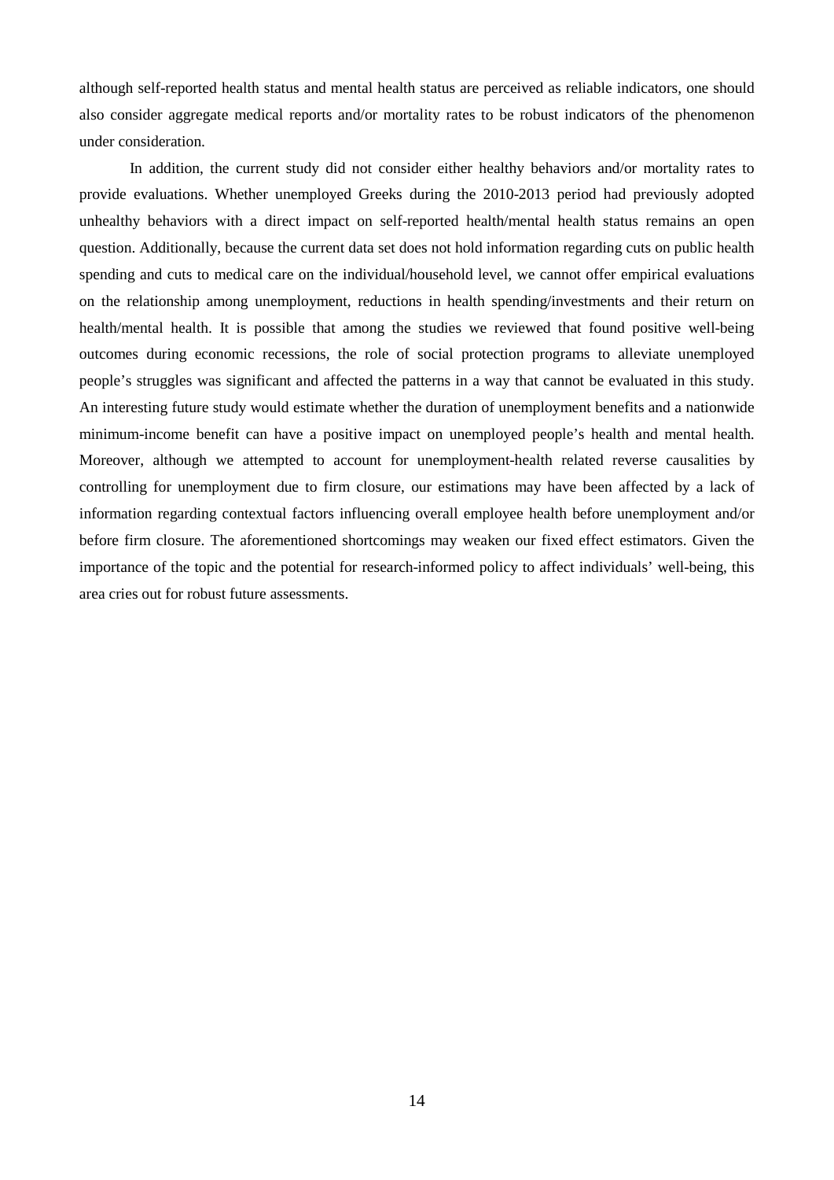although self-reported health status and mental health status are perceived as reliable indicators, one should also consider aggregate medical reports and/or mortality rates to be robust indicators of the phenomenon under consideration.

In addition, the current study did not consider either healthy behaviors and/or mortality rates to provide evaluations. Whether unemployed Greeks during the 2010-2013 period had previously adopted unhealthy behaviors with a direct impact on self-reported health/mental health status remains an open question. Additionally, because the current data set does not hold information regarding cuts on public health spending and cuts to medical care on the individual/household level, we cannot offer empirical evaluations on the relationship among unemployment, reductions in health spending/investments and their return on health/mental health. It is possible that among the studies we reviewed that found positive well-being outcomes during economic recessions, the role of social protection programs to alleviate unemployed people's struggles was significant and affected the patterns in a way that cannot be evaluated in this study. An interesting future study would estimate whether the duration of unemployment benefits and a nationwide minimum-income benefit can have a positive impact on unemployed people's health and mental health. Moreover, although we attempted to account for unemployment-health related reverse causalities by controlling for unemployment due to firm closure, our estimations may have been affected by a lack of information regarding contextual factors influencing overall employee health before unemployment and/or before firm closure. The aforementioned shortcomings may weaken our fixed effect estimators. Given the importance of the topic and the potential for research-informed policy to affect individuals' well-being, this area cries out for robust future assessments.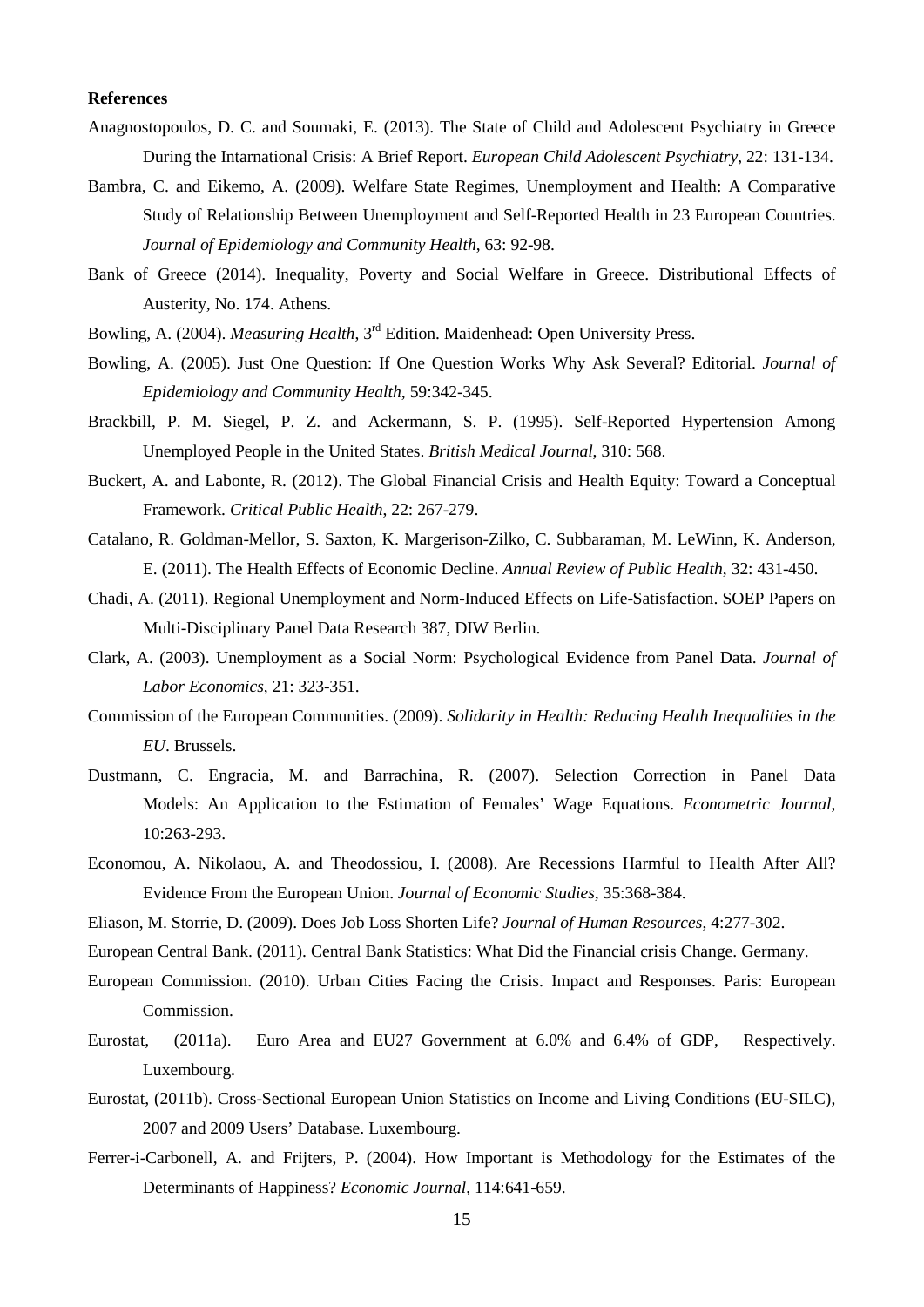**References**

Anagnostopoulos, D. C. and Soumaki, E. (2013). The State of Child and Adolescent Psychiatry in Greece During the Intarnational Crisis: A Brief Report. *European Child Adolescent Psychiatry*, 22: 131-134.

Bambra, C. and Eikemo, A. (2009). Welfare State Regimes, Unemployment and Health: A Comparative Study of Relationship Between Unemployment and Self-Reported Health in 23 European Countries. *Journal of Epidemiology and Community Health*, 63: 92-98.

Bank of Greece (2014). Inequality, Poverty and Social Welfare in Greece. Distributional Effects of Austerity, No. 174. Athens.

Bowling, A. (2004). *Measuring Health*, 3rd Edition. Maidenhead: Open University Press.

Bowling, A. (2005). Just One Question: If One Question Works Why Ask Several? Editorial. *Journal of Epidemiology and Community Health*, 59:342-345.

Brackbill, P. M. Siegel, P. Z. and Ackermann, S. P. (1995). Self-Reported Hypertension Among Unemployed People in the United States. *British Medical Journal*, 310: 568.

Buckert, A. and Labonte, R. (2012). The Global Financial Crisis and Health Equity: Toward a Conceptual Framework. *Critical Public Health*, 22: 267-279.

Catalano, R. Goldman-Mellor, S. Saxton, K. Margerison-Zilko, C. Subbaraman, M. LeWinn, K. Anderson, E. (2011). The Health Effects of Economic Decline. *Annual Review of Public Health*, 32: 431-450.

Chadi, A. (2011). Regional Unemployment and Norm-Induced Effects on Life-Satisfaction. SOEP Papers on Multi-Disciplinary Panel Data Research 387, DIW Berlin.

Clark, A. (2003). Unemployment as a Social Norm: Psychological Evidence from Panel Data. *Journal of Labor Economics*, 21: 323-351.

Commission of the European Communities. (2009). *Solidarity in Health: Reducing Health Inequalities in the EU*. Brussels.

Dustmann, C. Engracia, M. and Barrachina, R. (2007). Selection Correction in Panel Data Models: An Application to the Estimation of Females' Wage Equations. *Econometric Journal*, 10:263-293.

Economou, A. Nikolaou, A. and Theodossiou, I. (2008). Are Recessions Harmful to Health After All? Evidence From the European Union. *Journal of Economic Studies*, 35:368-384.

Eliason, M. Storrie, D. (2009). Does Job Loss Shorten Life? *Journal of Human Resources*, 4:277-302.

European Central Bank. (2011). Central Bank Statistics: What Did the Financial crisis Change. Germany.

European Commission. (2010). Urban Cities Facing the Crisis. Impact and Responses. Paris: European Commission.

Eurostat, (2011a). Euro Area and EU27 Government at 6.0% and 6.4% of GDP, Respectively. Luxembourg.

Eurostat, (2011b). Cross-Sectional European Union Statistics on Income and Living Conditions (EU-SILC), 2007 and 2009 Users' Database. Luxembourg.

Ferrer-i-Carbonell, A. and Frijters, P. (2004). How Important is Methodology for the Estimates of the Determinants of Happiness? *Economic Journal*, 114:641-659.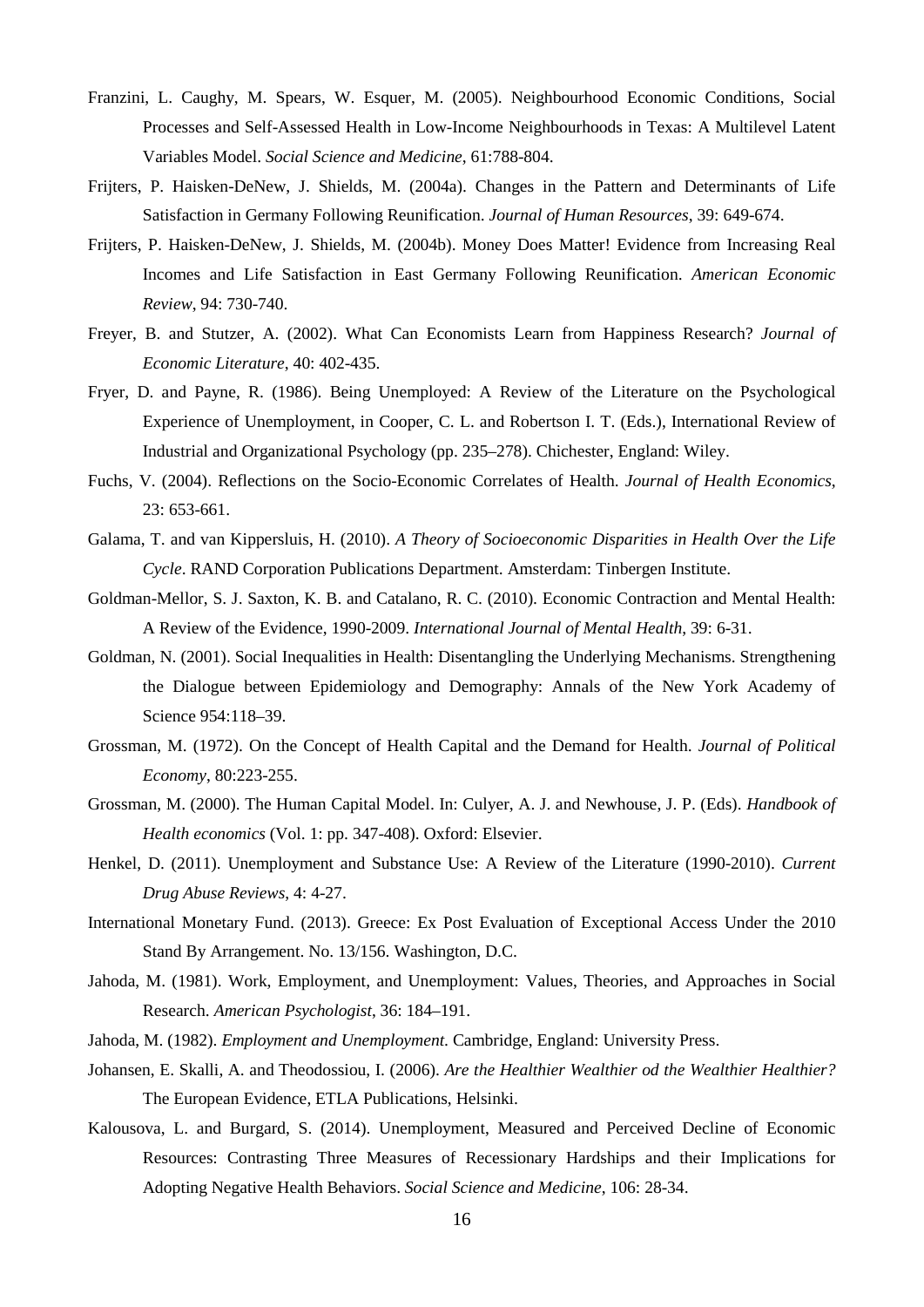Franzini, L. Caughy, M. Spears, W. Esquer, M. (2005). Neighbourhood Economic Conditions, Social Processes and Self-Assessed Health in Low-Income Neighbourhoods in Texas: A Multilevel Latent Variables Model. *Social Science and Medicine*, 61:788-804.

Frijters, P. Haisken-DeNew, J. Shields, M. (2004a). Changes in the Pattern and Determinants of Life Satisfaction in Germany Following Reunification. *Journal of Human Resources*, 39: 649-674.

Frijters, P. Haisken-DeNew, J. Shields, M. (2004b). Money Does Matter! Evidence from Increasing Real Incomes and Life Satisfaction in East Germany Following Reunification. *American Economic Review*, 94: 730-740.

Freyer, B. and Stutzer, A. (2002). What Can Economists Learn from Happiness Research? *Journal of Economic Literature*, 40: 402-435.

Fryer, D. and Payne, R. (1986). Being Unemployed: A Review of the Literature on the Psychological Experience of Unemployment, in Cooper, C. L. and Robertson I. T. (Eds.), International Review of Industrial and Organizational Psychology (pp. 235–278). Chichester, England: Wiley.

Fuchs, V. (2004). Reflections on the Socio-Economic Correlates of Health. *Journal of Health Economics*, 23: 653-661.

Galama, T. and van Kippersluis, H. (2010). *A Theory of Socioeconomic Disparities in Health Over the Life Cycle*. RAND Corporation Publications Department. Amsterdam: Tinbergen Institute.

Goldman-Mellor, S. J. Saxton, K. B. and Catalano, R. C. (2010). Economic Contraction and Mental Health: A Review of the Evidence, 1990-2009. *International Journal of Mental Health*, 39: 6-31.

Goldman, N. (2001). Social Inequalities in Health: Disentangling the Underlying Mechanisms. Strengthening the Dialogue between Epidemiology and Demography: Annals of the New York Academy of Science 954:118–39.

Grossman, M. (1972). On the Concept of Health Capital and the Demand for Health. *Journal of Political Economy*, 80:223-255.

Grossman, M. (2000). The Human Capital Model. In: Culyer, A. J. and Newhouse, J. P. (Eds). *Handbook of Health economics* (Vol. 1: pp. 347-408). Oxford: Elsevier.

Henkel, D. (2011). Unemployment and Substance Use: A Review of the Literature (1990-2010). *Current Drug Abuse Reviews*, 4: 4-27.

International Monetary Fund. (2013). Greece: Ex Post Evaluation of Exceptional Access Under the 2010 Stand By Arrangement. No. 13/156. Washington, D.C.

Jahoda, M. (1981). Work, Employment, and Unemployment: Values, Theories, and Approaches in Social Research. *American Psychologist*, 36: 184–191.

Jahoda, M. (1982). *Employment and Unemployment*. Cambridge, England: University Press.

Johansen, E. Skalli, A. and Theodossiou, I. (2006). *Are the Healthier Wealthier od the Wealthier Healthier?* The European Evidence, ETLA Publications, Helsinki.

Kalousova, L. and Burgard, S. (2014). Unemployment, Measured and Perceived Decline of Economic Resources: Contrasting Three Measures of Recessionary Hardships and their Implications for Adopting Negative Health Behaviors. *Social Science and Medicine*, 106: 28-34.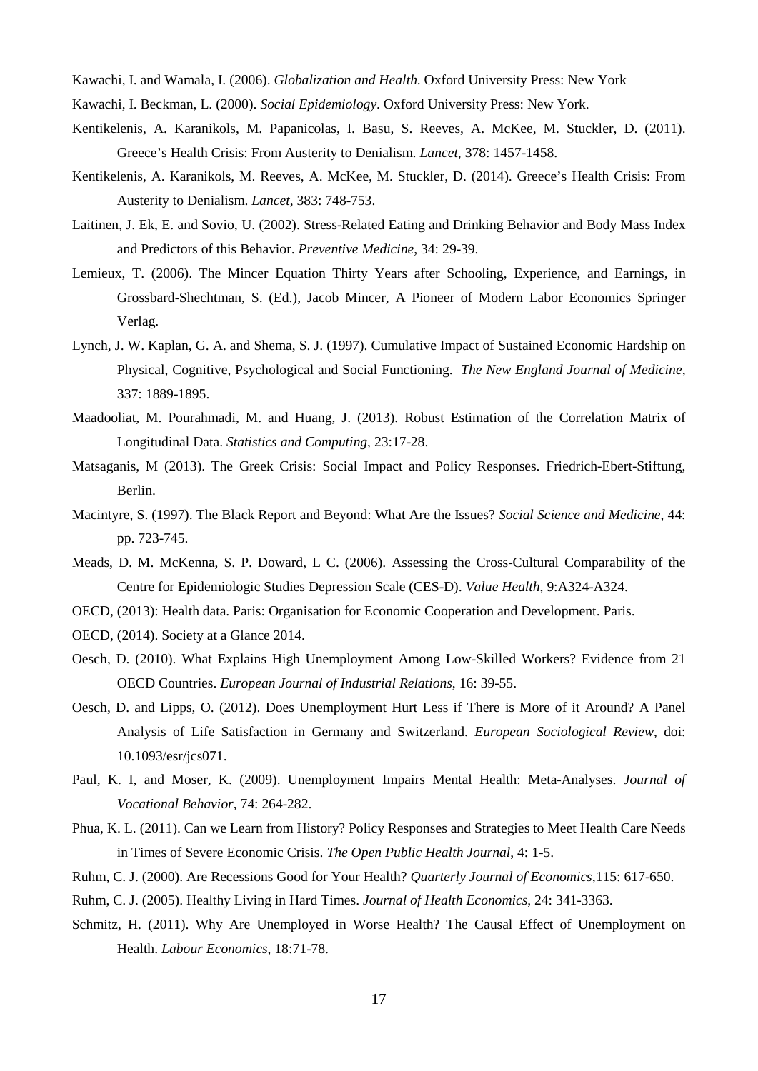Kawachi, I. and Wamala, I. (2006). *Globalization and Health*. Oxford University Press: New York

Kawachi, I. Beckman, L. (2000). *Social Epidemiology*. Oxford University Press: New York.

Kentikelenis, A. Karanikols, M. Papanicolas, I. Basu, S. Reeves, A. McKee, M. Stuckler, D. (2011). Greece's Health Crisis: From Austerity to Denialism. *Lancet*, 378: 1457-1458.

Kentikelenis, A. Karanikols, M. Reeves, A. McKee, M. Stuckler, D. (2014). Greece's Health Crisis: From Austerity to Denialism. *Lancet*, 383: 748-753.

Laitinen, J. Ek, E. and Sovio, U. (2002). Stress-Related Eating and Drinking Behavior and Body Mass Index and Predictors of this Behavior. *Preventive Medicine*, 34: 29-39.

Lemieux, T. (2006). The Mincer Equation Thirty Years after Schooling, Experience, and Earnings, in Grossbard-Shechtman, S. (Ed.), Jacob Mincer, A Pioneer of Modern Labor Economics Springer Verlag.

Lynch, J. W. Kaplan, G. A. and Shema, S. J. (1997). Cumulative Impact of Sustained Economic Hardship on Physical, Cognitive, Psychological and Social Functioning. *The New England Journal of Medicine*, 337: 1889-1895.

Maadooliat, M. Pourahmadi, M. and Huang, J. (2013). Robust Estimation of the Correlation Matrix of Longitudinal Data. *Statistics and Computing*, 23:17-28.

Matsaganis, M (2013). The Greek Crisis: Social Impact and Policy Responses. Friedrich-Ebert-Stiftung, Berlin.

Macintyre, S. (1997). The Black Report and Beyond: What Are the Issues? *Social Science and Medicine*, 44: pp. 723-745.

Meads, D. M. McKenna, S. P. Doward, L C. (2006). Assessing the Cross-Cultural Comparability of the Centre for Epidemiologic Studies Depression Scale (CES-D). *Value Health*, 9:A324-A324.

OECD, (2013): Health data. Paris: Organisation for Economic Cooperation and Development. Paris.

OECD, (2014). Society at a Glance 2014.

Oesch, D. (2010). What Explains High Unemployment Among Low-Skilled Workers? Evidence from 21 OECD Countries. *European Journal of Industrial Relations*, 16: 39-55.

Oesch, D. and Lipps, O. (2012). Does Unemployment Hurt Less if There is More of it Around? A Panel Analysis of Life Satisfaction in Germany and Switzerland. *European Sociological Review*, doi: 10.1093/esr/jcs071.

Paul, K. I, and Moser, K. (2009). Unemployment Impairs Mental Health: Meta-Analyses. *Journal of Vocational Behavior*, 74: 264-282.

Phua, K. L. (2011). Can we Learn from History? Policy Responses and Strategies to Meet Health Care Needs in Times of Severe Economic Crisis. *The Open Public Health Journal*, 4: 1-5.

Ruhm, C. J. (2000). Are Recessions Good for Your Health? *Quarterly Journal of Economics*,115: 617-650.

Ruhm, C. J. (2005). Healthy Living in Hard Times. *Journal of Health Economics*, 24: 341-3363.

Schmitz, H. (2011). Why Are Unemployed in Worse Health? The Causal Effect of Unemployment on Health. *Labour Economics*, 18:71-78.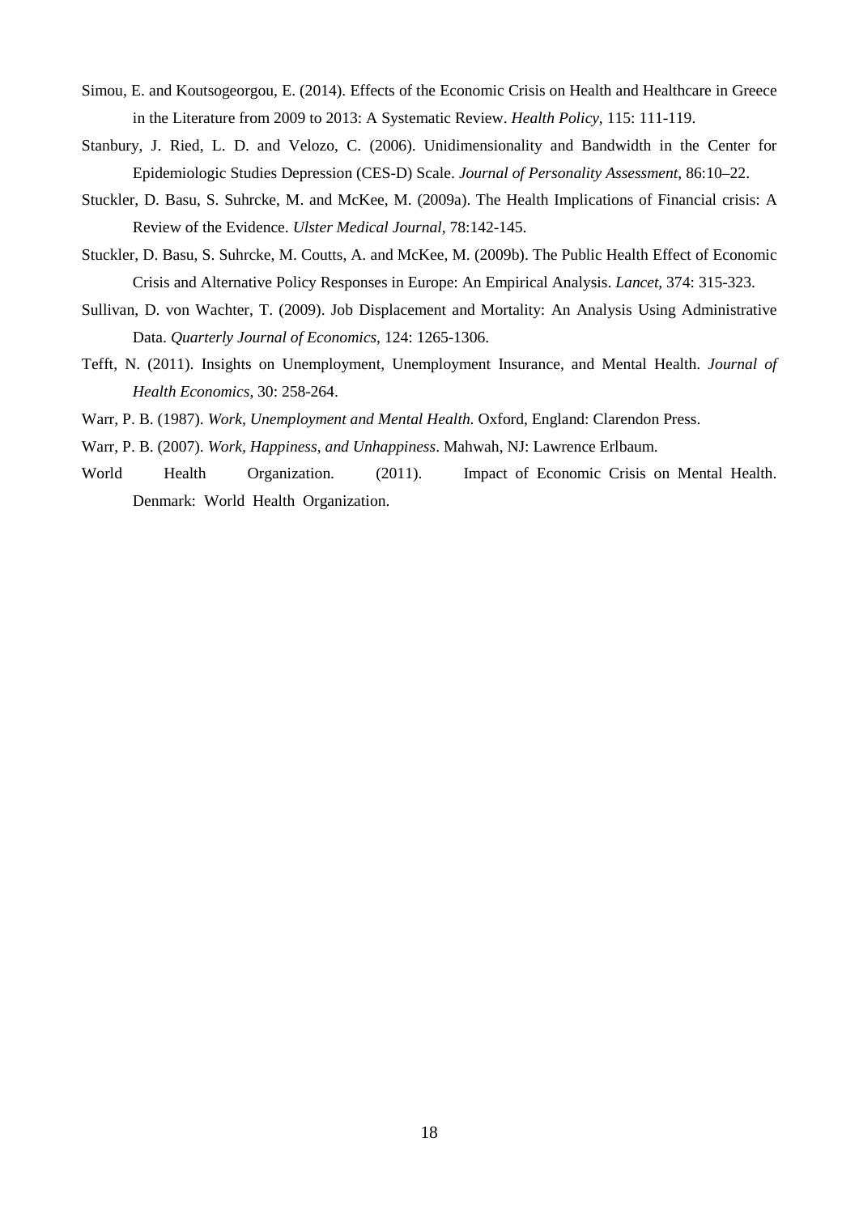Simou, E. and Koutsogeorgou, E. (2014). Effects of the Economic Crisis on Health and Healthcare in Greece in the Literature from 2009 to 2013: A Systematic Review. *Health Policy*, 115: 111-119.

Stanbury, J. Ried, L. D. and Velozo, C. (2006). Unidimensionality and Bandwidth in the Center for Epidemiologic Studies Depression (CES-D) Scale. *Journal of Personality Assessment*, 86:10–22.

Stuckler, D. Basu, S. Suhrcke, M. and McKee, M. (2009a). The Health Implications of Financial crisis: A Review of the Evidence. *Ulster Medical Journal*, 78:142-145.

Stuckler, D. Basu, S. Suhrcke, M. Coutts, A. and McKee, M. (2009b). The Public Health Effect of Economic Crisis and Alternative Policy Responses in Europe: An Empirical Analysis. *Lancet*, 374: 315-323.

Sullivan, D. von Wachter, T. (2009). Job Displacement and Mortality: An Analysis Using Administrative Data. *Quarterly Journal of Economics*, 124: 1265-1306.

Tefft, N. (2011). Insights on Unemployment, Unemployment Insurance, and Mental Health. *Journal of Health Economics*, 30: 258-264.

Warr, P. B. (1987). *Work, Unemployment and Mental Health*. Oxford, England: Clarendon Press.

Warr, P. B. (2007). *Work, Happiness, and Unhappiness*. Mahwah, NJ: Lawrence Erlbaum.

World Health Organization. (2011). Impact of Economic Crisis on Mental Health. Denmark: World Health Organization.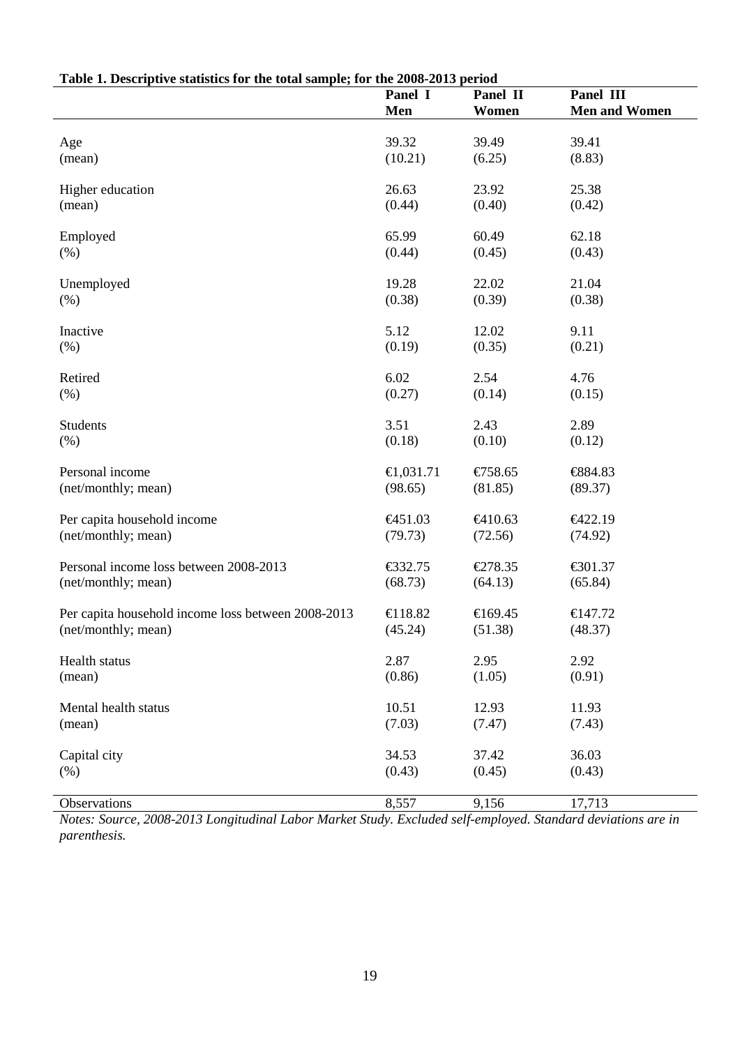**Table 1. Descriptive statistics for the total sample; for the 2008-2013 period**

| | Panel I Men | Panel II Women | Panel III Men and Women |
|---|---|---|---|
| Age | 39.32 | 39.49 | 39.41 |
| (mean) | (10.21) | (6.25) | (8.83) |
| Higher education | 26.63 | 23.92 | 25.38 |
| (mean) | (0.44) | (0.40) | (0.42) |
| Employed | 65.99 | 60.49 | 62.18 |
| (%) | (0.44) | (0.45) | (0.43) |
| Unemployed | 19.28 | 22.02 | 21.04 |
| (%) | (0.38) | (0.39) | (0.38) |
| Inactive | 5.12 | 12.02 | 9.11 |
| (%) | (0.19) | (0.35) | (0.21) |
| Retired | 6.02 | 2.54 | 4.76 |
| (%) | (0.27) | (0.14) | (0.15) |
| Students | 3.51 | 2.43 | 2.89 |
| (%) | (0.18) | (0.10) | (0.12) |
| Personal income | €1,031.71 | €758.65 | €884.83 |
| (net/monthly; mean) | (98.65) | (81.85) | (89.37) |
| Per capita household income | €451.03 | €410.63 | €422.19 |
| (net/monthly; mean) | (79.73) | (72.56) | (74.92) |
| Personal income loss between 2008-2013 | €332.75 | €278.35 | €301.37 |
| (net/monthly; mean) | (68.73) | (64.13) | (65.84) |
| Per capita household income loss between 2008-2013 | €118.82 | €169.45 | €147.72 |
| (net/monthly; mean) | (45.24) | (51.38) | (48.37) |
| Health status | 2.87 | 2.95 | 2.92 |
| (mean) | (0.86) | (1.05) | (0.91) |
| Mental health status | 10.51 | 12.93 | 11.93 |
| (mean) | (7.03) | (7.47) | (7.43) |
| Capital city | 34.53 | 37.42 | 36.03 |
| (%) | (0.43) | (0.45) | (0.43) |
| Observations | 8,557 | 9,156 | 17,713 |

*Notes: Source, 2008-2013 Longitudinal Labor Market Study. Excluded self-employed. Standard deviations are in parenthesis.*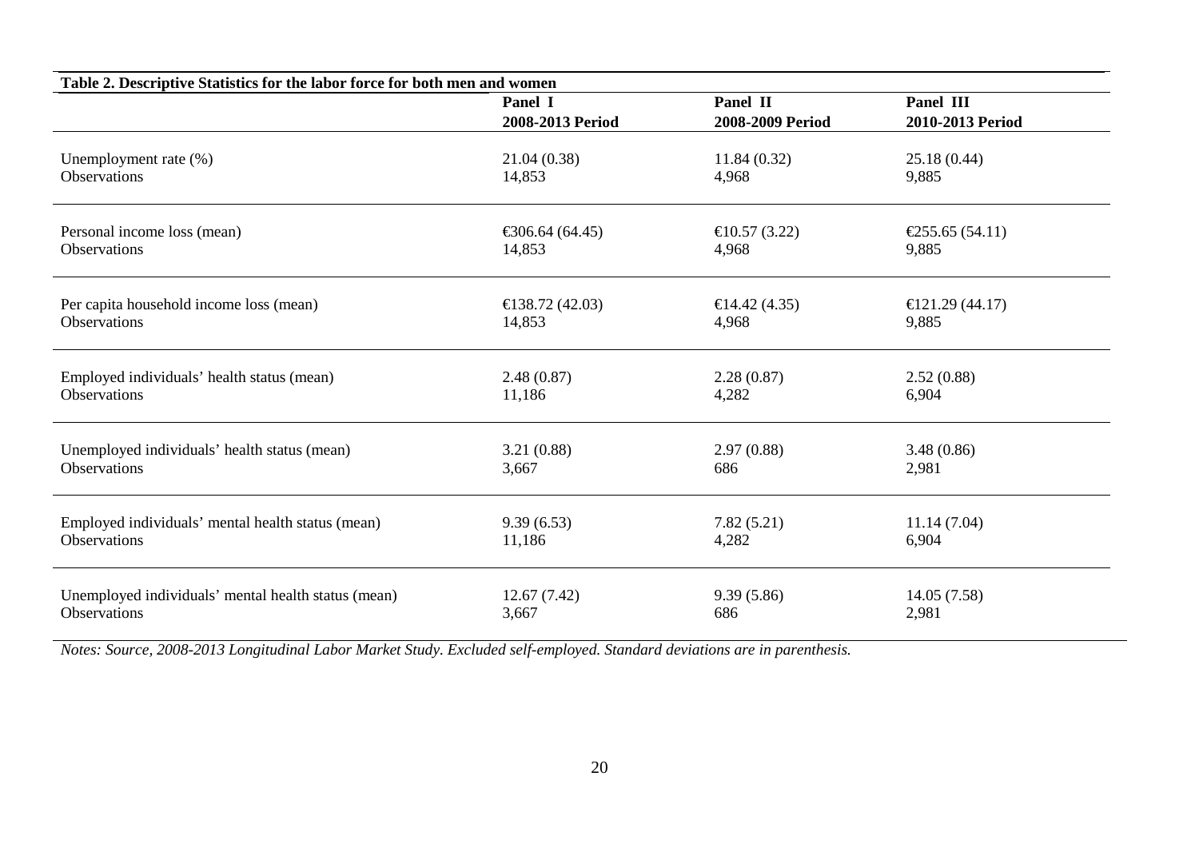**Table 2. Descriptive Statistics for the labor force for both men and women**

| | Panel I<br>2008-2013 Period | Panel II<br>2008-2009 Period | Panel III<br>2010-2013 Period |
|---|---|---|---|
| Unemployment rate (%) | 21.04 (0.38) | 11.84 (0.32) | 25.18 (0.44) |
| Observations | 14,853 | 4,968 | 9,885 |
| Personal income loss (mean) | €306.64 (64.45) | €10.57 (3.22) | €255.65 (54.11) |
| Observations | 14,853 | 4,968 | 9,885 |
| Per capita household income loss (mean) | €138.72 (42.03) | €14.42 (4.35) | €121.29 (44.17) |
| Observations | 14,853 | 4,968 | 9,885 |
| Employed individuals' health status (mean) | 2.48 (0.87) | 2.28 (0.87) | 2.52 (0.88) |
| Observations | 11,186 | 4,282 | 6,904 |
| Unemployed individuals' health status (mean) | 3.21 (0.88) | 2.97 (0.88) | 3.48 (0.86) |
| Observations | 3,667 | 686 | 2,981 |
| Employed individuals' mental health status (mean) | 9.39 (6.53) | 7.82 (5.21) | 11.14 (7.04) |
| Observations | 11,186 | 4,282 | 6,904 |
| Unemployed individuals' mental health status (mean) | 12.67 (7.42) | 9.39 (5.86) | 14.05 (7.58) |
| Observations | 3,667 | 686 | 2,981 |

*Notes: Source, 2008-2013 Longitudinal Labor Market Study. Excluded self-employed. Standard deviations are in parenthesis.*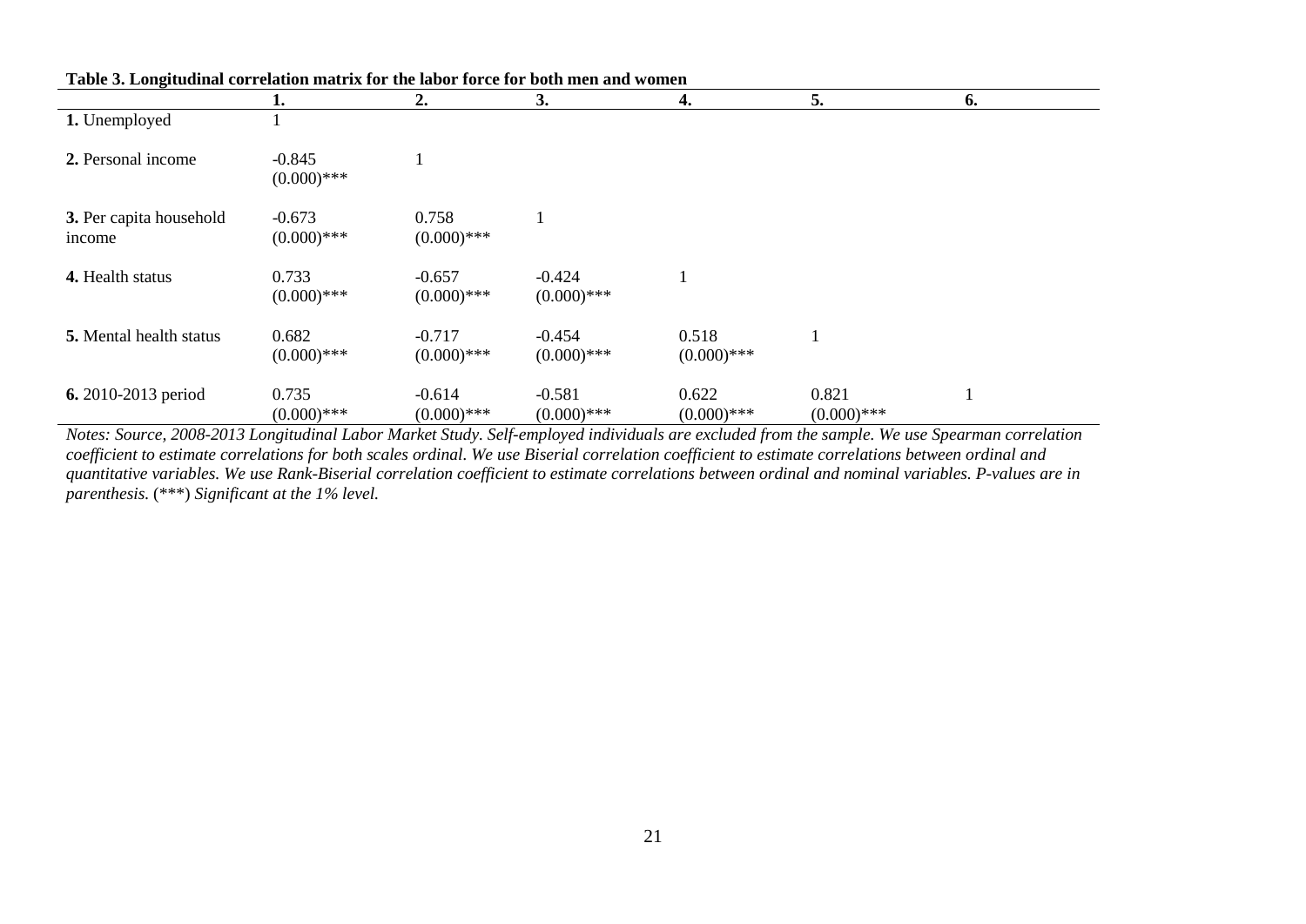**Table 3. Longitudinal correlation matrix for the labor force for both men and women**

| | 1. | 2. | 3. | 4. | 5. | 6. |
|---|---|---|---|---|---|---|
| **1.** Unemployed | 1 | | | | | |
| **2.** Personal income | -0.845 (0.000)*** | 1 | | | | |
| **3.** Per capita household income | -0.673 (0.000)*** | 0.758 (0.000)*** | 1 | | | |
| **4.** Health status | 0.733 (0.000)*** | -0.657 (0.000)*** | -0.424 (0.000)*** | 1 | | |
| **5.** Mental health status | 0.682 (0.000)*** | -0.717 (0.000)*** | -0.454 (0.000)*** | 0.518 (0.000)*** | 1 | |
| **6.** 2010-2013 period | 0.735 (0.000)*** | -0.614 (0.000)*** | -0.581 (0.000)*** | 0.622 (0.000)*** | 0.821 (0.000)*** | 1 |

*Notes: Source, 2008-2013 Longitudinal Labor Market Study. Self-employed individuals are excluded from the sample. We use Spearman correlation coefficient to estimate correlations for both scales ordinal. We use Biserial correlation coefficient to estimate correlations between ordinal and quantitative variables. We use Rank-Biserial correlation coefficient to estimate correlations between ordinal and nominal variables. P-values are in parenthesis.* (***) *Significant at the 1% level.*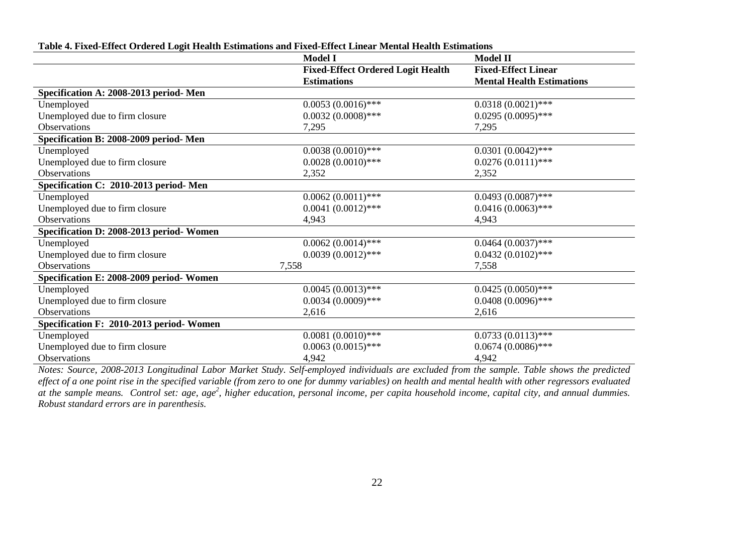**Table 4. Fixed-Effect Ordered Logit Health Estimations and Fixed-Effect Linear Mental Health Estimations**

| | Model I | Model II |
|---|---|---|
| | **Fixed-Effect Ordered Logit Health Estimations** | **Fixed-Effect Linear Mental Health Estimations** |
| **Specification A: 2008-2013 period- Men** | | |
| Unemployed | 0.0053 (0.0016)*** | 0.0318 (0.0021)*** |
| Unemployed due to firm closure | 0.0032 (0.0008)*** | 0.0295 (0.0095)*** |
| Observations | 7,295 | 7,295 |
| **Specification B: 2008-2009 period- Men** | | |
| Unemployed | 0.0038 (0.0010)*** | 0.0301 (0.0042)*** |
| Unemployed due to firm closure | 0.0028 (0.0010)*** | 0.0276 (0.0111)*** |
| Observations | 2,352 | 2,352 |
| **Specification C: 2010-2013 period- Men** | | |
| Unemployed | 0.0062 (0.0011)*** | 0.0493 (0.0087)*** |
| Unemployed due to firm closure | 0.0041 (0.0012)*** | 0.0416 (0.0063)*** |
| Observations | 4,943 | 4,943 |
| **Specification D: 2008-2013 period- Women** | | |
| Unemployed | 0.0062 (0.0014)*** | 0.0464 (0.0037)*** |
| Unemployed due to firm closure | 0.0039 (0.0012)*** | 0.0432 (0.0102)*** |
| Observations | 7,558 | 7,558 |
| **Specification E: 2008-2009 period- Women** | | |
| Unemployed | 0.0045 (0.0013)*** | 0.0425 (0.0050)*** |
| Unemployed due to firm closure | 0.0034 (0.0009)*** | 0.0408 (0.0096)*** |
| Observations | 2,616 | 2,616 |
| **Specification F: 2010-2013 period- Women** | | |
| Unemployed | 0.0081 (0.0010)*** | 0.0733 (0.0113)*** |
| Unemployed due to firm closure | 0.0063 (0.0015)*** | 0.0674 (0.0086)*** |
| Observations | 4,942 | 4,942 |

*Notes: Source, 2008-2013 Longitudinal Labor Market Study. Self-employed individuals are excluded from the sample. Table shows the predicted effect of a one point rise in the specified variable (from zero to one for dummy variables) on health and mental health with other regressors evaluated at the sample means. Control set: age, $age^2$, higher education, personal income, per capita household income, capital city, and annual dummies. Robust standard errors are in parenthesis.*